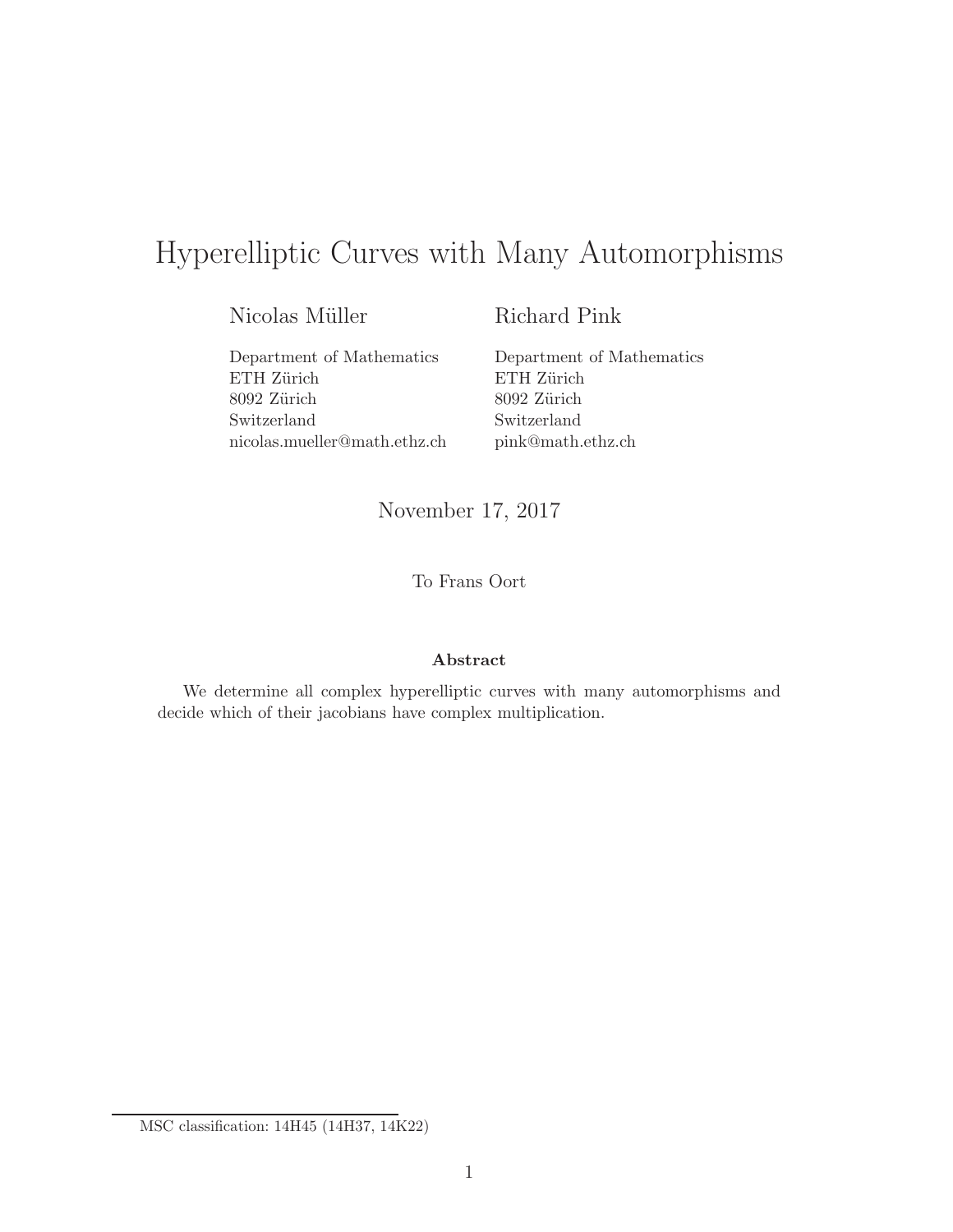# Hyperelliptic Curves with Many Automorphisms

Nicolas Müller
Department of Mathematics
ETH Zürich
8092 Zürich
Switzerland
nicolas.mueller@math.ethz.ch

Richard Pink
Department of Mathematics
ETH Zürich
8092 Zürich
Switzerland
pink@math.ethz.ch

November 17, 2017

To Frans Oort

**Abstract**

We determine all complex hyperelliptic curves with many automorphisms and decide which of their jacobians have complex multiplication.

MSC classification: 14H45 (14H37, 14K22)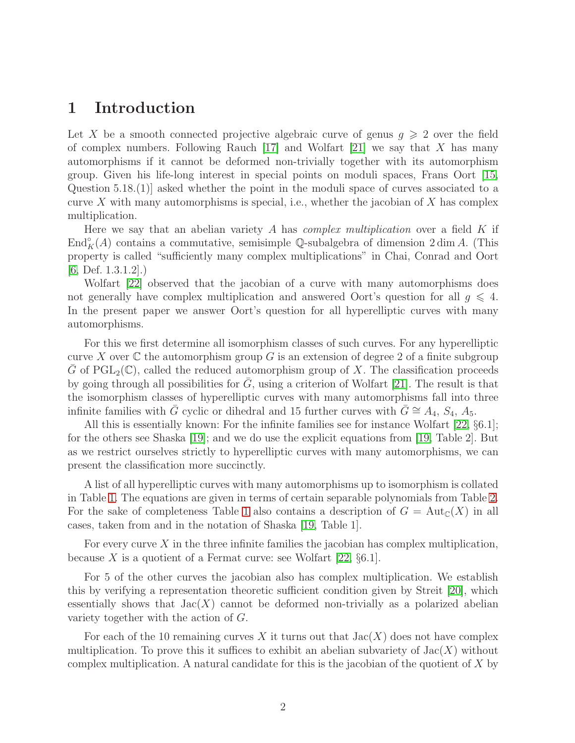# 1 Introduction

Let $X$ be a smooth connected projective algebraic curve of genus $g \geqslant 2$ over the field of complex numbers. Following Rauch [17] and Wolfart [21] we say that $X$ has many automorphisms if it cannot be deformed non-trivially together with its automorphism group. Given his life-long interest in special points on moduli spaces, Frans Oort [15, Question 5.18.(1)] asked whether the point in the moduli space of curves associated to a curve $X$ with many automorphisms is special, i.e., whether the jacobian of $X$ has complex multiplication.

Here we say that an abelian variety $A$ has *complex multiplication* over a field $K$ if $\mathrm{End}_K^\circ(A)$ contains a commutative, semisimple $\mathbb{Q}$-subalgebra of dimension $2\dim A$. (This property is called "sufficiently many complex multiplications" in Chai, Conrad and Oort [6, Def. 1.3.1.2].)

Wolfart [22] observed that the jacobian of a curve with many automorphisms does not generally have complex multiplication and answered Oort's question for all $g \leqslant 4$. In the present paper we answer Oort's question for all hyperelliptic curves with many automorphisms.

For this we first determine all isomorphism classes of such curves. For any hyperelliptic curve $X$ over $\mathbb{C}$ the automorphism group $G$ is an extension of degree 2 of a finite subgroup $\bar{G}$ of $\mathrm{PGL}_2(\mathbb{C})$, called the reduced automorphism group of $X$. The classification proceeds by going through all possibilities for $\bar{G}$, using a criterion of Wolfart [21]. The result is that the isomorphism classes of hyperelliptic curves with many automorphisms fall into three infinite families with $\bar{G}$ cyclic or dihedral and 15 further curves with $\bar{G} \cong A_4$, $S_4$, $A_5$.

All this is essentially known: For the infinite families see for instance Wolfart [22, §6.1]; for the others see Shaska [19]; and we do use the explicit equations from [19, Table 2]. But as we restrict ourselves strictly to hyperelliptic curves with many automorphisms, we can present the classification more succinctly.

A list of all hyperelliptic curves with many automorphisms up to isomorphism is collated in Table 1. The equations are given in terms of certain separable polynomials from Table 2. For the sake of completeness Table 1 also contains a description of $G = \mathrm{Aut}_{\mathbb{C}}(X)$ in all cases, taken from and in the notation of Shaska [19, Table 1].

For every curve $X$ in the three infinite families the jacobian has complex multiplication, because $X$ is a quotient of a Fermat curve: see Wolfart [22, §6.1].

For 5 of the other curves the jacobian also has complex multiplication. We establish this by verifying a representation theoretic sufficient condition given by Streit [20], which essentially shows that $\mathrm{Jac}(X)$ cannot be deformed non-trivially as a polarized abelian variety together with the action of $G$.

For each of the 10 remaining curves $X$ it turns out that $\mathrm{Jac}(X)$ does not have complex multiplication. To prove this it suffices to exhibit an abelian subvariety of $\mathrm{Jac}(X)$ without complex multiplication. A natural candidate for this is the jacobian of the quotient of $X$ by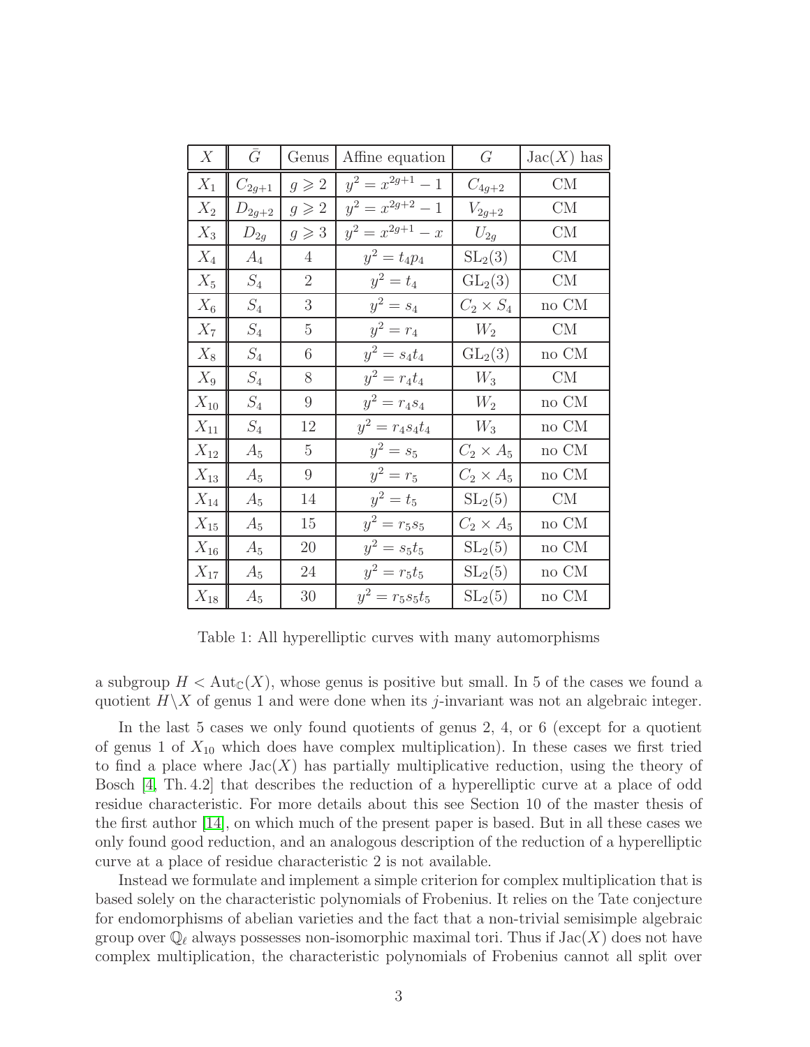| $X$ | $\bar{G}$ | Genus | Affine equation | $G$ | $\mathrm{Jac}(X)$ has |
|---|---|---|---|---|---|
| $X_1$ | $C_{2g+1}$ | $g \geqslant 2$ | $y^2 = x^{2g+1} - 1$ | $C_{4g+2}$ | CM |
| $X_2$ | $D_{2g+2}$ | $g \geqslant 2$ | $y^2 = x^{2g+2} - 1$ | $V_{2g+2}$ | CM |
| $X_3$ | $D_{2g}$ | $g \geqslant 3$ | $y^2 = x^{2g+1} - x$ | $U_{2g}$ | CM |
| $X_4$ | $A_4$ | 4 | $y^2 = t_4 p_4$ | $\mathrm{SL}_2(3)$ | CM |
| $X_5$ | $S_4$ | 2 | $y^2 = t_4$ | $\mathrm{GL}_2(3)$ | CM |
| $X_6$ | $S_4$ | 3 | $y^2 = s_4$ | $C_2 \times S_4$ | no CM |
| $X_7$ | $S_4$ | 5 | $y^2 = r_4$ | $W_2$ | CM |
| $X_8$ | $S_4$ | 6 | $y^2 = s_4 t_4$ | $\mathrm{GL}_2(3)$ | no CM |
| $X_9$ | $S_4$ | 8 | $y^2 = r_4 t_4$ | $W_3$ | CM |
| $X_{10}$ | $S_4$ | 9 | $y^2 = r_4 s_4$ | $W_2$ | no CM |
| $X_{11}$ | $S_4$ | 12 | $y^2 = r_4 s_4 t_4$ | $W_3$ | no CM |
| $X_{12}$ | $A_5$ | 5 | $y^2 = s_5$ | $C_2 \times A_5$ | no CM |
| $X_{13}$ | $A_5$ | 9 | $y^2 = r_5$ | $C_2 \times A_5$ | no CM |
| $X_{14}$ | $A_5$ | 14 | $y^2 = t_5$ | $\mathrm{SL}_2(5)$ | CM |
| $X_{15}$ | $A_5$ | 15 | $y^2 = r_5 s_5$ | $C_2 \times A_5$ | no CM |
| $X_{16}$ | $A_5$ | 20 | $y^2 = s_5 t_5$ | $\mathrm{SL}_2(5)$ | no CM |
| $X_{17}$ | $A_5$ | 24 | $y^2 = r_5 t_5$ | $\mathrm{SL}_2(5)$ | no CM |
| $X_{18}$ | $A_5$ | 30 | $y^2 = r_5 s_5 t_5$ | $\mathrm{SL}_2(5)$ | no CM |

Table 1: All hyperelliptic curves with many automorphisms

a subgroup $H < \mathrm{Aut}_{\mathbb{C}}(X)$, whose genus is positive but small. In 5 of the cases we found a quotient $H \backslash X$ of genus 1 and were done when its $j$-invariant was not an algebraic integer.

In the last 5 cases we only found quotients of genus 2, 4, or 6 (except for a quotient of genus 1 of $X_{10}$ which does have complex multiplication). In these cases we first tried to find a place where $\mathrm{Jac}(X)$ has partially multiplicative reduction, using the theory of Bosch [4, Th. 4.2] that describes the reduction of a hyperelliptic curve at a place of odd residue characteristic. For more details about this see Section 10 of the master thesis of the first author [14], on which much of the present paper is based. But in all these cases we only found good reduction, and an analogous description of the reduction of a hyperelliptic curve at a place of residue characteristic 2 is not available.

Instead we formulate and implement a simple criterion for complex multiplication that is based solely on the characteristic polynomials of Frobenius. It relies on the Tate conjecture for endomorphisms of abelian varieties and the fact that a non-trivial semisimple algebraic group over $\mathbb{Q}_\ell$ always possesses non-isomorphic maximal tori. Thus if $\mathrm{Jac}(X)$ does not have complex multiplication, the characteristic polynomials of Frobenius cannot all split over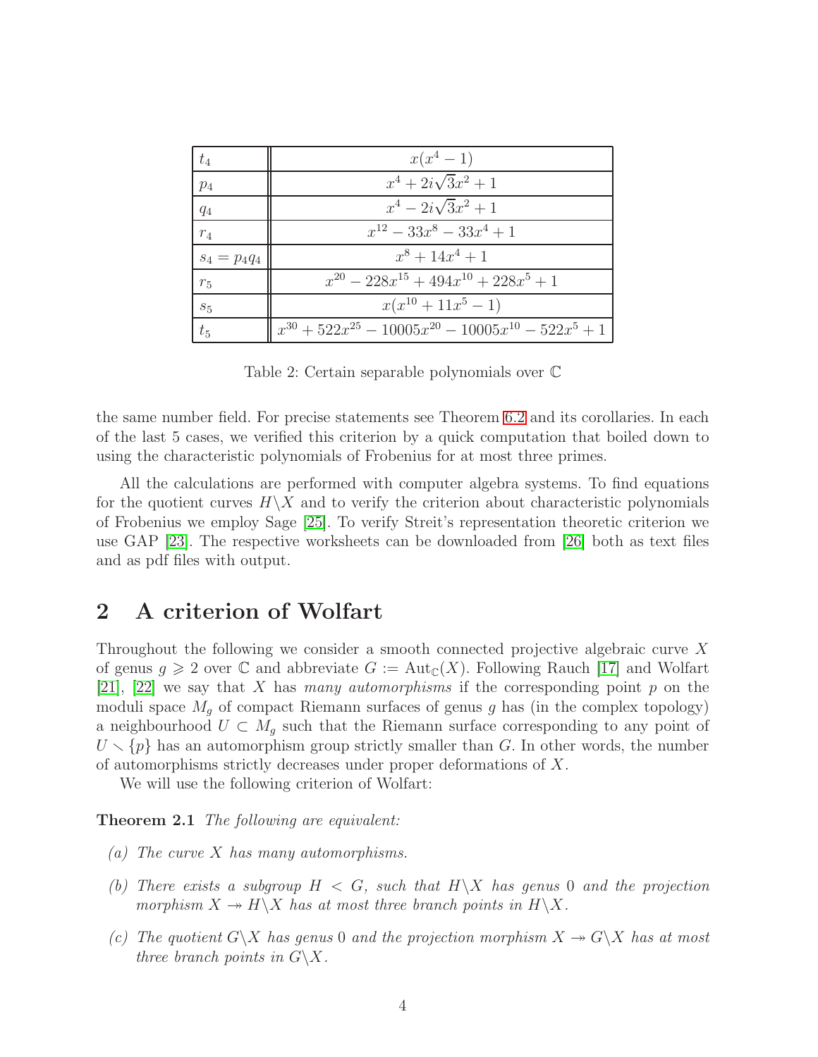| | |
|---|---|
| $t_4$ | $x(x^4-1)$ |
| $p_4$ | $x^4+2i\sqrt{3}x^2+1$ |
| $q_4$ | $x^4-2i\sqrt{3}x^2+1$ |
| $r_4$ | $x^{12}-33x^8-33x^4+1$ |
| $s_4 = p_4q_4$ | $x^8+14x^4+1$ |
| $r_5$ | $x^{20}-228x^{15}+494x^{10}+228x^5+1$ |
| $s_5$ | $x(x^{10}+11x^5-1)$ |
| $t_5$ | $x^{30}+522x^{25}-10005x^{20}-10005x^{10}-522x^5+1$ |

Table 2: Certain separable polynomials over $\mathbb{C}$

the same number field. For precise statements see Theorem 6.2 and its corollaries. In each of the last 5 cases, we verified this criterion by a quick computation that boiled down to using the characteristic polynomials of Frobenius for at most three primes.

All the calculations are performed with computer algebra systems. To find equations for the quotient curves $H\backslash X$ and to verify the criterion about characteristic polynomials of Frobenius we employ Sage [25]. To verify Streit's representation theoretic criterion we use GAP [23]. The respective worksheets can be downloaded from [26] both as text files and as pdf files with output.

## 2 A criterion of Wolfart

Throughout the following we consider a smooth connected projective algebraic curve $X$ of genus $g \geqslant 2$ over $\mathbb{C}$ and abbreviate $G := \mathrm{Aut}_{\mathbb{C}}(X)$. Following Rauch [17] and Wolfart [21], [22] we say that $X$ has *many automorphisms* if the corresponding point $p$ on the moduli space $M_g$ of compact Riemann surfaces of genus $g$ has (in the complex topology) a neighbourhood $U \subset M_g$ such that the Riemann surface corresponding to any point of $U \smallsetminus \{p\}$ has an automorphism group strictly smaller than $G$. In other words, the number of automorphisms strictly decreases under proper deformations of $X$.

We will use the following criterion of Wolfart:

**Theorem 2.1** *The following are equivalent:*

*(a) The curve $X$ has many automorphisms.*

*(b) There exists a subgroup $H < G$, such that $H\backslash X$ has genus $0$ and the projection morphism $X \twoheadrightarrow H\backslash X$ has at most three branch points in $H\backslash X$.*

*(c) The quotient $G\backslash X$ has genus $0$ and the projection morphism $X \twoheadrightarrow G\backslash X$ has at most three branch points in $G\backslash X$.*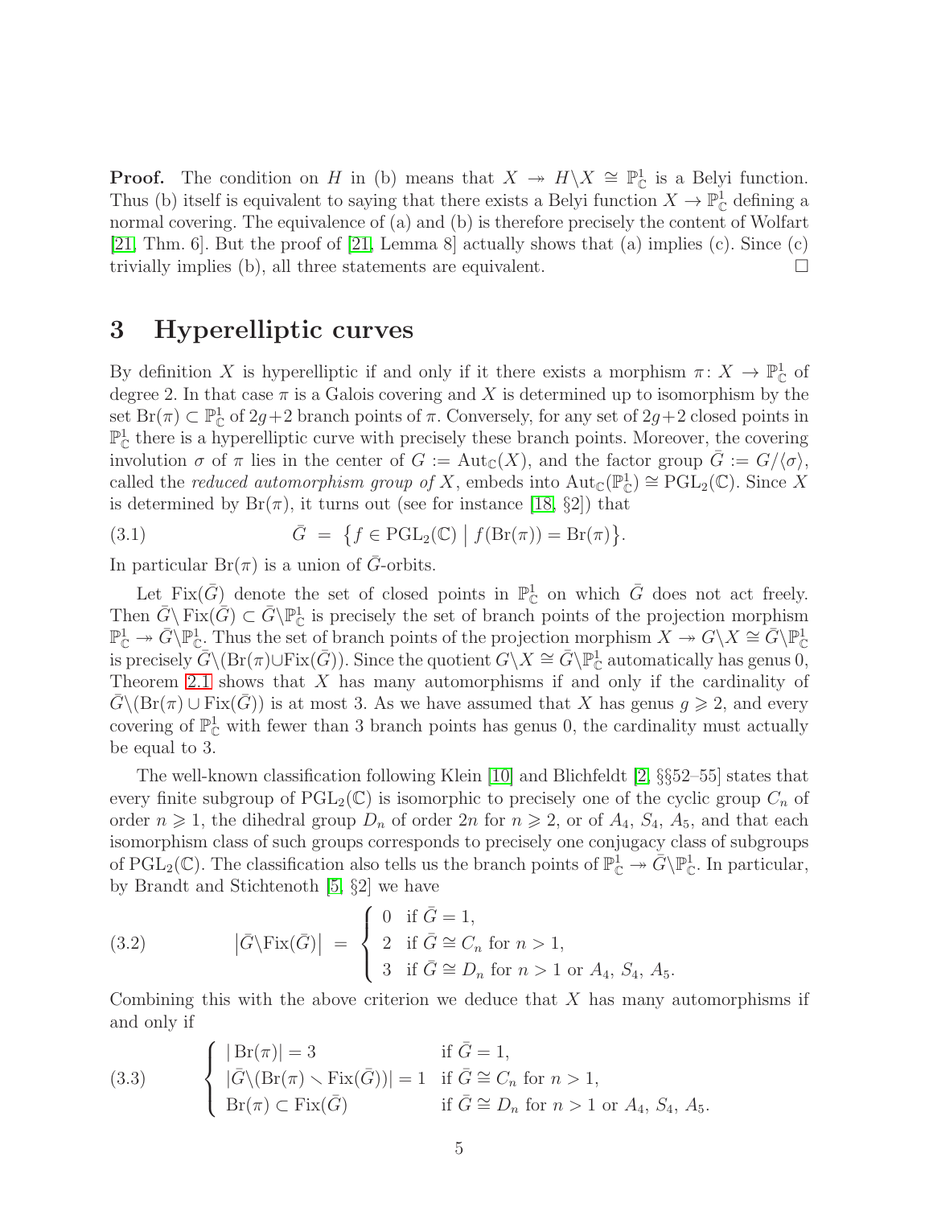**Proof.** The condition on $H$ in (b) means that $X \twoheadrightarrow H\backslash X \cong \mathbb{P}^1_{\mathbb{C}}$ is a Belyi function. Thus (b) itself is equivalent to saying that there exists a Belyi function $X \to \mathbb{P}^1_{\mathbb{C}}$ defining a normal covering. The equivalence of (a) and (b) is therefore precisely the content of Wolfart [21, Thm. 6]. But the proof of [21, Lemma 8] actually shows that (a) implies (c). Since (c) trivially implies (b), all three statements are equivalent. $\square$

# 3 Hyperelliptic curves

By definition $X$ is hyperelliptic if and only if it there exists a morphism $\pi\colon X \to \mathbb{P}^1_{\mathbb{C}}$ of degree 2. In that case $\pi$ is a Galois covering and $X$ is determined up to isomorphism by the set $\operatorname{Br}(\pi) \subset \mathbb{P}^1_{\mathbb{C}}$ of $2g+2$ branch points of $\pi$. Conversely, for any set of $2g+2$ closed points in $\mathbb{P}^1_{\mathbb{C}}$ there is a hyperelliptic curve with precisely these branch points. Moreover, the covering involution $\sigma$ of $\pi$ lies in the center of $G := \operatorname{Aut}_{\mathbb{C}}(X)$, and the factor group $\bar{G} := G/\langle\sigma\rangle$, called the *reduced automorphism group of* $X$, embeds into $\operatorname{Aut}_{\mathbb{C}}(\mathbb{P}^1_{\mathbb{C}}) \cong \operatorname{PGL}_2(\mathbb{C})$. Since $X$ is determined by $\operatorname{Br}(\pi)$, it turns out (see for instance [18, §2]) that

$$\bar{G} \;=\; \bigl\{ f \in \operatorname{PGL}_2(\mathbb{C}) \bigm| f(\operatorname{Br}(\pi)) = \operatorname{Br}(\pi) \bigr\}. \tag{3.1}$$

In particular $\operatorname{Br}(\pi)$ is a union of $\bar{G}$-orbits.

Let $\operatorname{Fix}(\bar{G})$ denote the set of closed points in $\mathbb{P}^1_{\mathbb{C}}$ on which $\bar{G}$ does not act freely. Then $\bar{G}\backslash \operatorname{Fix}(\bar{G}) \subset \bar{G}\backslash\mathbb{P}^1_{\mathbb{C}}$ is precisely the set of branch points of the projection morphism $\mathbb{P}^1_{\mathbb{C}} \twoheadrightarrow \bar{G}\backslash\mathbb{P}^1_{\mathbb{C}}$. Thus the set of branch points of the projection morphism $X \twoheadrightarrow G\backslash X \cong \bar{G}\backslash\mathbb{P}^1_{\mathbb{C}}$ is precisely $\bar{G}\backslash(\operatorname{Br}(\pi)\cup\operatorname{Fix}(\bar{G}))$. Since the quotient $G\backslash X \cong \bar{G}\backslash\mathbb{P}^1_{\mathbb{C}}$ automatically has genus 0, Theorem 2.1 shows that $X$ has many automorphisms if and only if the cardinality of $\bar{G}\backslash(\operatorname{Br}(\pi)\cup\operatorname{Fix}(\bar{G}))$ is at most 3. As we have assumed that $X$ has genus $g \geqslant 2$, and every covering of $\mathbb{P}^1_{\mathbb{C}}$ with fewer than 3 branch points has genus 0, the cardinality must actually be equal to 3.

The well-known classification following Klein [10] and Blichfeldt [2, §§52–55] states that every finite subgroup of $\operatorname{PGL}_2(\mathbb{C})$ is isomorphic to precisely one of the cyclic group $C_n$ of order $n \geqslant 1$, the dihedral group $D_n$ of order $2n$ for $n \geqslant 2$, or of $A_4$, $S_4$, $A_5$, and that each isomorphism class of such groups corresponds to precisely one conjugacy class of subgroups of $\operatorname{PGL}_2(\mathbb{C})$. The classification also tells us the branch points of $\mathbb{P}^1_{\mathbb{C}} \twoheadrightarrow \bar{G}\backslash\mathbb{P}^1_{\mathbb{C}}$. In particular, by Brandt and Stichtenoth [5, §2] we have

$$\bigl|\bar{G}\backslash\operatorname{Fix}(\bar{G})\bigr| \;=\; \begin{cases} 0 & \text{if } \bar{G} = 1, \\ 2 & \text{if } \bar{G} \cong C_n \text{ for } n > 1, \\ 3 & \text{if } \bar{G} \cong D_n \text{ for } n > 1 \text{ or } A_4,\ S_4,\ A_5. \end{cases} \tag{3.2}$$

Combining this with the above criterion we deduce that $X$ has many automorphisms if and only if

$$\begin{cases} |\operatorname{Br}(\pi)| = 3 & \text{if } \bar{G} = 1, \\ |\bar{G}\backslash(\operatorname{Br}(\pi) \smallsetminus \operatorname{Fix}(\bar{G}))| = 1 & \text{if } \bar{G} \cong C_n \text{ for } n > 1, \\ \operatorname{Br}(\pi) \subset \operatorname{Fix}(\bar{G}) & \text{if } \bar{G} \cong D_n \text{ for } n > 1 \text{ or } A_4,\ S_4,\ A_5. \end{cases} \tag{3.3}$$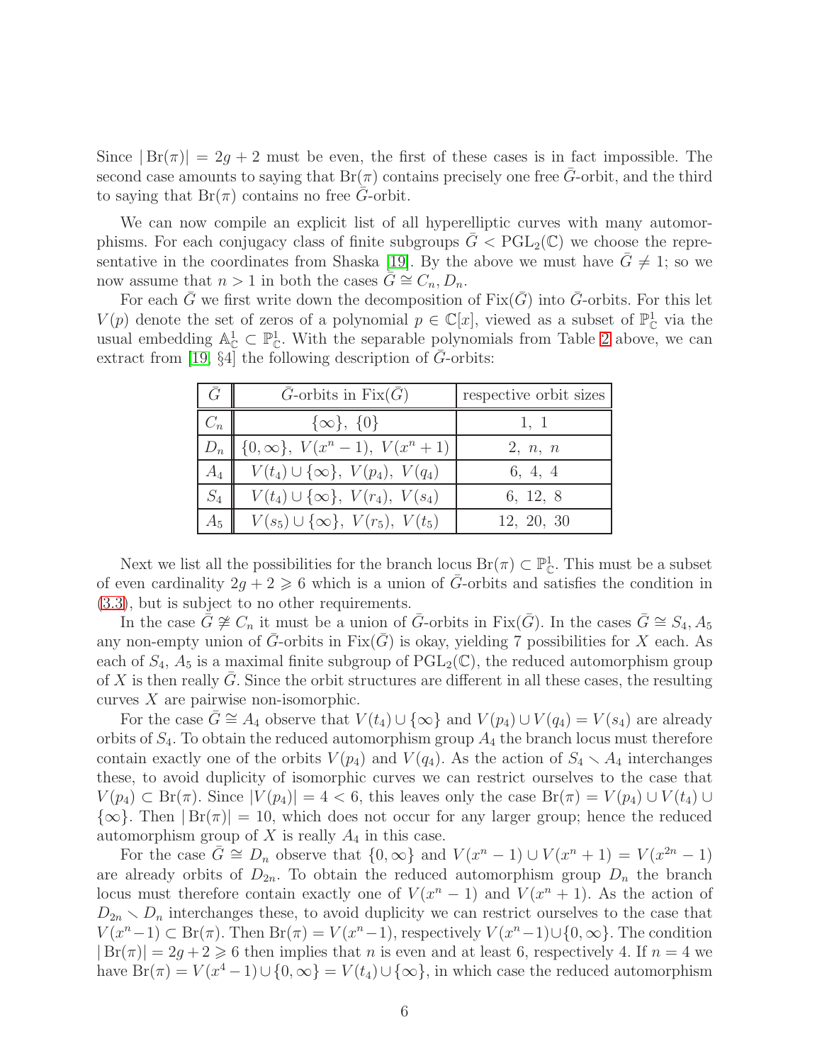Since $|\operatorname{Br}(\pi)| = 2g+2$ must be even, the first of these cases is in fact impossible. The second case amounts to saying that $\operatorname{Br}(\pi)$ contains precisely one free $\bar{G}$-orbit, and the third to saying that $\operatorname{Br}(\pi)$ contains no free $\bar{G}$-orbit.

We can now compile an explicit list of all hyperelliptic curves with many automorphisms. For each conjugacy class of finite subgroups $\bar{G} < \mathrm{PGL}_2(\mathbb{C})$ we choose the representative in the coordinates from Shaska [19]. By the above we must have $\bar{G} \neq 1$; so we now assume that $n > 1$ in both the cases $\bar{G} \cong C_n, D_n$.

For each $\bar{G}$ we first write down the decomposition of $\mathrm{Fix}(\bar{G})$ into $\bar{G}$-orbits. For this let $V(p)$ denote the set of zeros of a polynomial $p \in \mathbb{C}[x]$, viewed as a subset of $\mathbb{P}^1_{\mathbb{C}}$ via the usual embedding $\mathbb{A}^1_{\mathbb{C}} \subset \mathbb{P}^1_{\mathbb{C}}$. With the separable polynomials from Table 2 above, we can extract from [19, §4] the following description of $\bar{G}$-orbits:

| $\bar{G}$ | $\bar{G}$-orbits in $\mathrm{Fix}(\bar{G})$ | respective orbit sizes |
|---|---|---|
| $C_n$ | $\{\infty\},\ \{0\}$ | $1,\ 1$ |
| $D_n$ | $\{0,\infty\},\ V(x^n-1),\ V(x^n+1)$ | $2,\ n,\ n$ |
| $A_4$ | $V(t_4)\cup\{\infty\},\ V(p_4),\ V(q_4)$ | $6,\ 4,\ 4$ |
| $S_4$ | $V(t_4)\cup\{\infty\},\ V(r_4),\ V(s_4)$ | $6,\ 12,\ 8$ |
| $A_5$ | $V(s_5)\cup\{\infty\},\ V(r_5),\ V(t_5)$ | $12,\ 20,\ 30$ |

Next we list all the possibilities for the branch locus $\operatorname{Br}(\pi) \subset \mathbb{P}^1_{\mathbb{C}}$. This must be a subset of even cardinality $2g+2 \geqslant 6$ which is a union of $\bar{G}$-orbits and satisfies the condition in (3.3), but is subject to no other requirements.

In the case $\bar{G} \not\cong C_n$ it must be a union of $\bar{G}$-orbits in $\mathrm{Fix}(\bar{G})$. In the cases $\bar{G} \cong S_4, A_5$ any non-empty union of $\bar{G}$-orbits in $\mathrm{Fix}(\bar{G})$ is okay, yielding 7 possibilities for $X$ each. As each of $S_4$, $A_5$ is a maximal finite subgroup of $\mathrm{PGL}_2(\mathbb{C})$, the reduced automorphism group of $X$ is then really $\bar{G}$. Since the orbit structures are different in all these cases, the resulting curves $X$ are pairwise non-isomorphic.

For the case $\bar{G} \cong A_4$ observe that $V(t_4)\cup\{\infty\}$ and $V(p_4)\cup V(q_4) = V(s_4)$ are already orbits of $S_4$. To obtain the reduced automorphism group $A_4$ the branch locus must therefore contain exactly one of the orbits $V(p_4)$ and $V(q_4)$. As the action of $S_4 \smallsetminus A_4$ interchanges these, to avoid duplicity of isomorphic curves we can restrict ourselves to the case that $V(p_4) \subset \operatorname{Br}(\pi)$. Since $|V(p_4)| = 4 < 6$, this leaves only the case $\operatorname{Br}(\pi) = V(p_4)\cup V(t_4)\cup\{\infty\}$. Then $|\operatorname{Br}(\pi)| = 10$, which does not occur for any larger group; hence the reduced automorphism group of $X$ is really $A_4$ in this case.

For the case $\bar{G} \cong D_n$ observe that $\{0,\infty\}$ and $V(x^n-1)\cup V(x^n+1) = V(x^{2n}-1)$ are already orbits of $D_{2n}$. To obtain the reduced automorphism group $D_n$ the branch locus must therefore contain exactly one of $V(x^n-1)$ and $V(x^n+1)$. As the action of $D_{2n} \smallsetminus D_n$ interchanges these, to avoid duplicity we can restrict ourselves to the case that $V(x^n-1) \subset \operatorname{Br}(\pi)$. Then $\operatorname{Br}(\pi) = V(x^n-1)$, respectively $V(x^n-1)\cup\{0,\infty\}$. The condition $|\operatorname{Br}(\pi)| = 2g+2 \geqslant 6$ then implies that $n$ is even and at least 6, respectively 4. If $n=4$ we have $\operatorname{Br}(\pi) = V(x^4-1)\cup\{0,\infty\} = V(t_4)\cup\{\infty\}$, in which case the reduced automorphism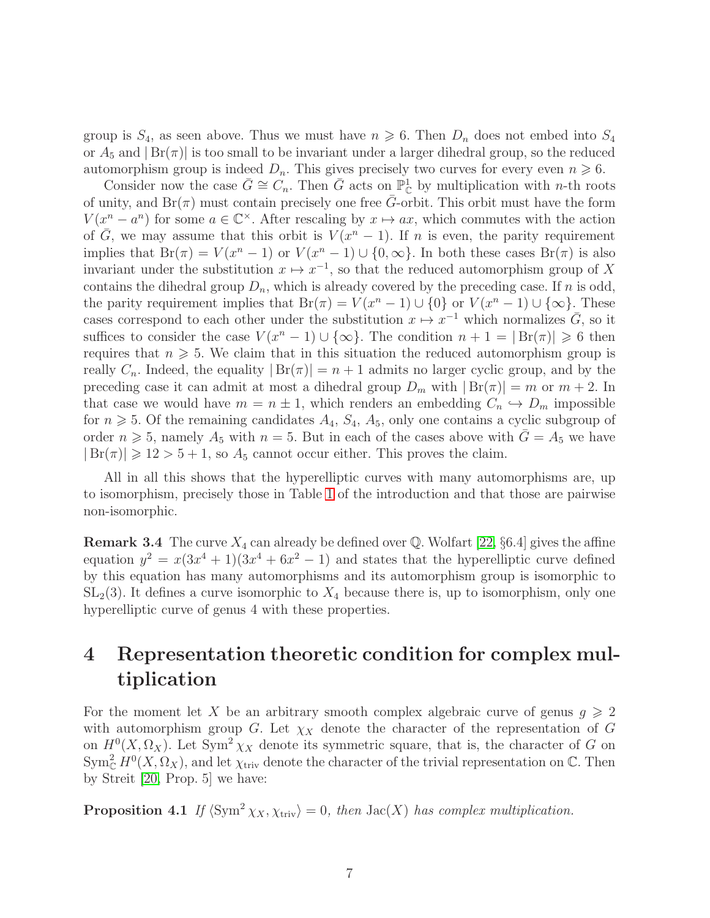group is $S_4$, as seen above. Thus we must have $n \geqslant 6$. Then $D_n$ does not embed into $S_4$ or $A_5$ and $|\operatorname{Br}(\pi)|$ is too small to be invariant under a larger dihedral group, so the reduced automorphism group is indeed $D_n$. This gives precisely two curves for every even $n \geqslant 6$.

Consider now the case $\bar{G} \cong C_n$. Then $\bar{G}$ acts on $\mathbb{P}^1_{\mathbb{C}}$ by multiplication with $n$-th roots of unity, and $\operatorname{Br}(\pi)$ must contain precisely one free $\bar{G}$-orbit. This orbit must have the form $V(x^n - a^n)$ for some $a \in \mathbb{C}^\times$. After rescaling by $x \mapsto ax$, which commutes with the action of $\bar{G}$, we may assume that this orbit is $V(x^n - 1)$. If $n$ is even, the parity requirement implies that $\operatorname{Br}(\pi) = V(x^n - 1)$ or $V(x^n - 1) \cup \{0, \infty\}$. In both these cases $\operatorname{Br}(\pi)$ is also invariant under the substitution $x \mapsto x^{-1}$, so that the reduced automorphism group of $X$ contains the dihedral group $D_n$, which is already covered by the preceding case. If $n$ is odd, the parity requirement implies that $\operatorname{Br}(\pi) = V(x^n - 1) \cup \{0\}$ or $V(x^n - 1) \cup \{\infty\}$. These cases correspond to each other under the substitution $x \mapsto x^{-1}$ which normalizes $\bar{G}$, so it suffices to consider the case $V(x^n - 1) \cup \{\infty\}$. The condition $n + 1 = |\operatorname{Br}(\pi)| \geqslant 6$ then requires that $n \geqslant 5$. We claim that in this situation the reduced automorphism group is really $C_n$. Indeed, the equality $|\operatorname{Br}(\pi)| = n + 1$ admits no larger cyclic group, and by the preceding case it can admit at most a dihedral group $D_m$ with $|\operatorname{Br}(\pi)| = m$ or $m + 2$. In that case we would have $m = n \pm 1$, which renders an embedding $C_n \hookrightarrow D_m$ impossible for $n \geqslant 5$. Of the remaining candidates $A_4$, $S_4$, $A_5$, only one contains a cyclic subgroup of order $n \geqslant 5$, namely $A_5$ with $n = 5$. But in each of the cases above with $\bar{G} = A_5$ we have $|\operatorname{Br}(\pi)| \geqslant 12 > 5 + 1$, so $A_5$ cannot occur either. This proves the claim.

All in all this shows that the hyperelliptic curves with many automorphisms are, up to isomorphism, precisely those in Table 1 of the introduction and that those are pairwise non-isomorphic.

**Remark 3.4** The curve $X_4$ can already be defined over $\mathbb{Q}$. Wolfart [22, §6.4] gives the affine equation $y^2 = x(3x^4 + 1)(3x^4 + 6x^2 - 1)$ and states that the hyperelliptic curve defined by this equation has many automorphisms and its automorphism group is isomorphic to $\mathrm{SL}_2(3)$. It defines a curve isomorphic to $X_4$ because there is, up to isomorphism, only one hyperelliptic curve of genus 4 with these properties.

# 4 Representation theoretic condition for complex multiplication

For the moment let $X$ be an arbitrary smooth complex algebraic curve of genus $g \geqslant 2$ with automorphism group $G$. Let $\chi_X$ denote the character of the representation of $G$ on $H^0(X, \Omega_X)$. Let $\operatorname{Sym}^2 \chi_X$ denote its symmetric square, that is, the character of $G$ on $\operatorname{Sym}^2_{\mathbb{C}} H^0(X, \Omega_X)$, and let $\chi_{\mathrm{triv}}$ denote the character of the trivial representation on $\mathbb{C}$. Then by Streit [20, Prop. 5] we have:

**Proposition 4.1** *If $\langle \operatorname{Sym}^2 \chi_X, \chi_{\mathrm{triv}} \rangle = 0$, then $\operatorname{Jac}(X)$ has complex multiplication.*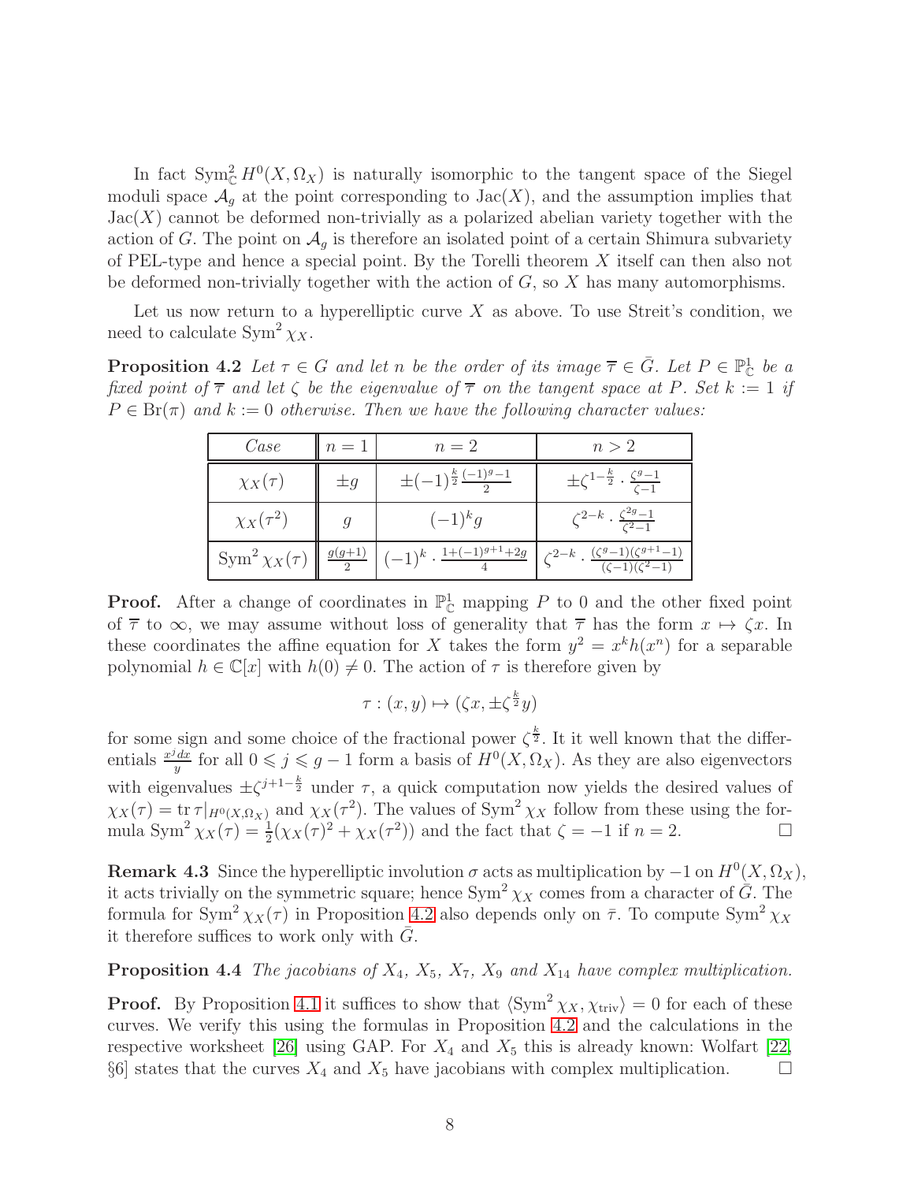In fact $\mathrm{Sym}^2_{\mathbb{C}} H^0(X, \Omega_X)$ is naturally isomorphic to the tangent space of the Siegel moduli space $\mathcal{A}_g$ at the point corresponding to $\mathrm{Jac}(X)$, and the assumption implies that $\mathrm{Jac}(X)$ cannot be deformed non-trivially as a polarized abelian variety together with the action of $G$. The point on $\mathcal{A}_g$ is therefore an isolated point of a certain Shimura subvariety of PEL-type and hence a special point. By the Torelli theorem $X$ itself can then also not be deformed non-trivially together with the action of $G$, so $X$ has many automorphisms.

Let us now return to a hyperelliptic curve $X$ as above. To use Streit's condition, we need to calculate $\mathrm{Sym}^2 \chi_X$.

**Proposition 4.2** *Let $\tau \in G$ and let $n$ be the order of its image $\overline{\tau} \in \bar{G}$. Let $P \in \mathbb{P}^1_{\mathbb{C}}$ be a fixed point of $\overline{\tau}$ and let $\zeta$ be the eigenvalue of $\overline{\tau}$ on the tangent space at $P$. Set $k := 1$ if $P \in \mathrm{Br}(\pi)$ and $k := 0$ otherwise. Then we have the following character values:*

| *Case* | $n=1$ | $n=2$ | $n>2$ |
|---|---|---|---|
| $\chi_X(\tau)$ | $\pm g$ | $\pm(-1)^{\frac{k}{2}} \frac{(-1)^g - 1}{2}$ | $\pm \zeta^{1-\frac{k}{2}} \cdot \frac{\zeta^g - 1}{\zeta - 1}$ |
| $\chi_X(\tau^2)$ | $g$ | $(-1)^k g$ | $\zeta^{2-k} \cdot \frac{\zeta^{2g}-1}{\zeta^2 - 1}$ |
| $\mathrm{Sym}^2 \chi_X(\tau)$ | $\frac{g(g+1)}{2}$ | $(-1)^k \cdot \frac{1+(-1)^{g+1}+2g}{4}$ | $\zeta^{2-k} \cdot \frac{(\zeta^g-1)(\zeta^{g+1}-1)}{(\zeta-1)(\zeta^2-1)}$ |

**Proof.** After a change of coordinates in $\mathbb{P}^1_{\mathbb{C}}$ mapping $P$ to $0$ and the other fixed point of $\overline{\tau}$ to $\infty$, we may assume without loss of generality that $\overline{\tau}$ has the form $x \mapsto \zeta x$. In these coordinates the affine equation for $X$ takes the form $y^2 = x^k h(x^n)$ for a separable polynomial $h \in \mathbb{C}[x]$ with $h(0) \neq 0$. The action of $\tau$ is therefore given by

$$\tau : (x, y) \mapsto (\zeta x, \pm \zeta^{\frac{k}{2}} y)$$

for some sign and some choice of the fractional power $\zeta^{\frac{k}{2}}$. It it well known that the differentials $\frac{x^j dx}{y}$ for all $0 \leqslant j \leqslant g-1$ form a basis of $H^0(X, \Omega_X)$. As they are also eigenvectors with eigenvalues $\pm \zeta^{j+1-\frac{k}{2}}$ under $\tau$, a quick computation now yields the desired values of $\chi_X(\tau) = \mathrm{tr}\, \tau|_{H^0(X,\Omega_X)}$ and $\chi_X(\tau^2)$. The values of $\mathrm{Sym}^2 \chi_X$ follow from these using the formula $\mathrm{Sym}^2 \chi_X(\tau) = \frac{1}{2}(\chi_X(\tau)^2 + \chi_X(\tau^2))$ and the fact that $\zeta = -1$ if $n = 2$. $\square$

**Remark 4.3** Since the hyperelliptic involution $\sigma$ acts as multiplication by $-1$ on $H^0(X, \Omega_X)$, it acts trivially on the symmetric square; hence $\mathrm{Sym}^2 \chi_X$ comes from a character of $\bar{G}$. The formula for $\mathrm{Sym}^2 \chi_X(\tau)$ in Proposition 4.2 also depends only on $\bar{\tau}$. To compute $\mathrm{Sym}^2 \chi_X$ it therefore suffices to work only with $\bar{G}$.

**Proposition 4.4** *The jacobians of $X_4$, $X_5$, $X_7$, $X_9$ and $X_{14}$ have complex multiplication.*

**Proof.** By Proposition 4.1 it suffices to show that $\langle \mathrm{Sym}^2 \chi_X, \chi_{\mathrm{triv}} \rangle = 0$ for each of these curves. We verify this using the formulas in Proposition 4.2 and the calculations in the respective worksheet [26] using GAP. For $X_4$ and $X_5$ this is already known: Wolfart [22, §6] states that the curves $X_4$ and $X_5$ have jacobians with complex multiplication. $\square$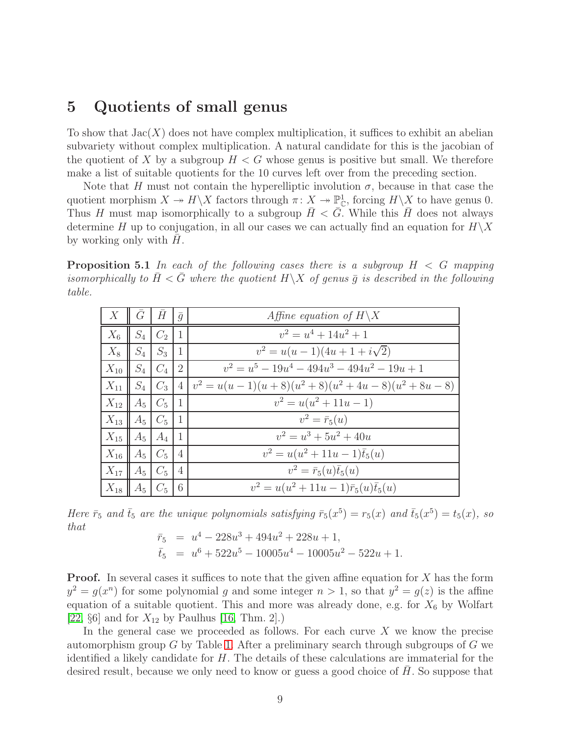## 5 Quotients of small genus

To show that $\mathrm{Jac}(X)$ does not have complex multiplication, it suffices to exhibit an abelian subvariety without complex multiplication. A natural candidate for this is the jacobian of the quotient of $X$ by a subgroup $H < G$ whose genus is positive but small. We therefore make a list of suitable quotients for the 10 curves left over from the preceding section.

Note that $H$ must not contain the hyperelliptic involution $\sigma$, because in that case the quotient morphism $X \twoheadrightarrow H\backslash X$ factors through $\pi\colon X \twoheadrightarrow \mathbb{P}^1_{\mathbb{C}}$, forcing $H\backslash X$ to have genus 0. Thus $H$ must map isomorphically to a subgroup $\bar{H} < \bar{G}$. While this $\bar{H}$ does not always determine $H$ up to conjugation, in all our cases we can actually find an equation for $H\backslash X$ by working only with $\bar{H}$.

**Proposition 5.1** *In each of the following cases there is a subgroup $H < G$ mapping isomorphically to $\bar{H} < \bar{G}$ where the quotient $H\backslash X$ of genus $\bar{g}$ is described in the following table.*

| $X$ | $\bar{G}$ | $\bar{H}$ | $\bar{g}$ | *Affine equation of $H\backslash X$* |
|---|---|---|---|---|
| $X_6$ | $S_4$ | $C_2$ | 1 | $v^2 = u^4 + 14u^2 + 1$ |
| $X_8$ | $S_4$ | $S_3$ | 1 | $v^2 = u(u-1)(4u + 1 + i\sqrt{2})$ |
| $X_{10}$ | $S_4$ | $C_4$ | 2 | $v^2 = u^5 - 19u^4 - 494u^3 - 494u^2 - 19u + 1$ |
| $X_{11}$ | $S_4$ | $C_3$ | 4 | $v^2 = u(u-1)(u+8)(u^2+8)(u^2+4u-8)(u^2+8u-8)$ |
| $X_{12}$ | $A_5$ | $C_5$ | 1 | $v^2 = u(u^2 + 11u - 1)$ |
| $X_{13}$ | $A_5$ | $C_5$ | 1 | $v^2 = \bar{r}_5(u)$ |
| $X_{15}$ | $A_5$ | $A_4$ | 1 | $v^2 = u^3 + 5u^2 + 40u$ |
| $X_{16}$ | $A_5$ | $C_5$ | 4 | $v^2 = u(u^2 + 11u - 1)\bar{t}_5(u)$ |
| $X_{17}$ | $A_5$ | $C_5$ | 4 | $v^2 = \bar{r}_5(u)\bar{t}_5(u)$ |
| $X_{18}$ | $A_5$ | $C_5$ | 6 | $v^2 = u(u^2 + 11u - 1)\bar{r}_5(u)\bar{t}_5(u)$ |

*Here $\bar{r}_5$ and $\bar{t}_5$ are the unique polynomials satisfying $\bar{r}_5(x^5) = r_5(x)$ and $\bar{t}_5(x^5) = t_5(x)$, so that*

$$\begin{aligned}
\bar{r}_5 &= u^4 - 228u^3 + 494u^2 + 228u + 1, \\
\bar{t}_5 &= u^6 + 522u^5 - 10005u^4 - 10005u^2 - 522u + 1.
\end{aligned}$$

**Proof.** In several cases it suffices to note that the given affine equation for $X$ has the form $y^2 = g(x^n)$ for some polynomial $g$ and some integer $n > 1$, so that $y^2 = g(z)$ is the affine equation of a suitable quotient. This and more was already done, e.g. for $X_6$ by Wolfart [22, §6] and for $X_{12}$ by Paulhus [16, Thm. 2].)

In the general case we proceeded as follows. For each curve $X$ we know the precise automorphism group $G$ by Table 1. After a preliminary search through subgroups of $G$ we identified a likely candidate for $H$. The details of these calculations are immaterial for the desired result, because we only need to know or guess a good choice of $\bar{H}$. So suppose that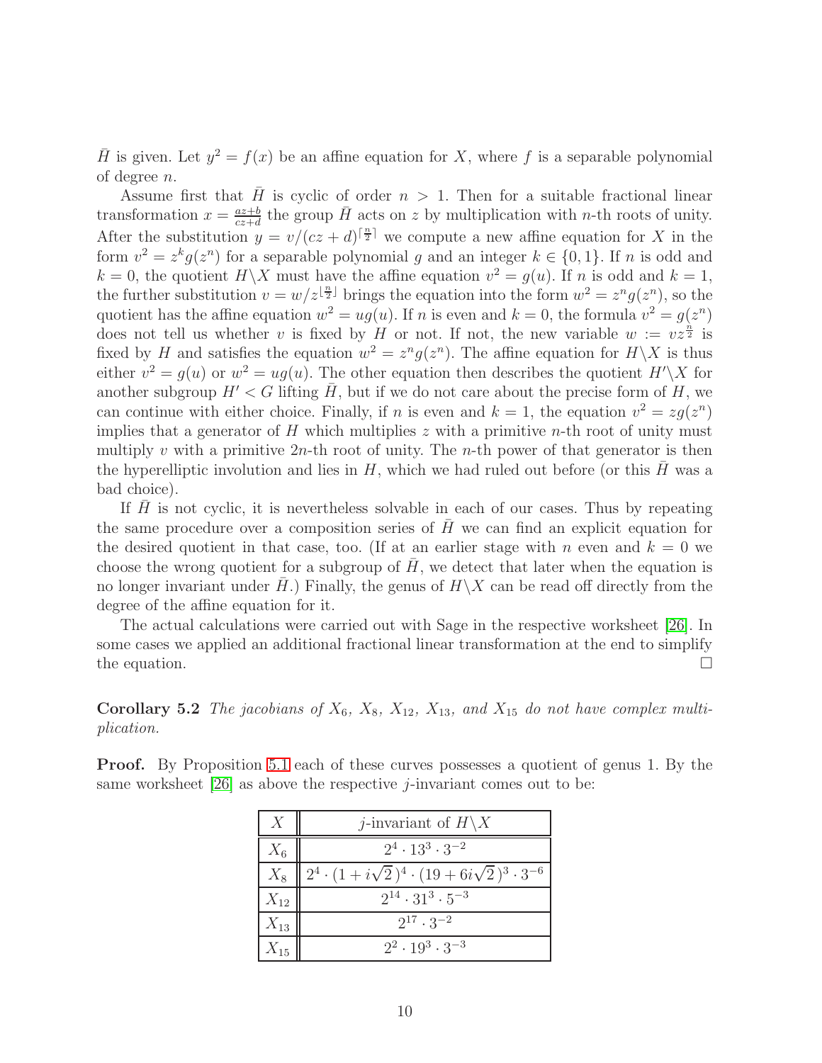$\bar{H}$ is given. Let $y^2 = f(x)$ be an affine equation for $X$, where $f$ is a separable polynomial of degree $n$.

Assume first that $\bar{H}$ is cyclic of order $n > 1$. Then for a suitable fractional linear transformation $x = \frac{az+b}{cz+d}$ the group $\bar{H}$ acts on $z$ by multiplication with $n$-th roots of unity. After the substitution $y = v/(cz+d)^{\lceil \frac{n}{2} \rceil}$ we compute a new affine equation for $X$ in the form $v^2 = z^k g(z^n)$ for a separable polynomial $g$ and an integer $k \in \{0, 1\}$. If $n$ is odd and $k = 0$, the quotient $H \backslash X$ must have the affine equation $v^2 = g(u)$. If $n$ is odd and $k = 1$, the further substitution $v = w/z^{\lfloor \frac{n}{2} \rfloor}$ brings the equation into the form $w^2 = z^n g(z^n)$, so the quotient has the affine equation $w^2 = ug(u)$. If $n$ is even and $k = 0$, the formula $v^2 = g(z^n)$ does not tell us whether $v$ is fixed by $H$ or not. If not, the new variable $w := vz^{\frac{n}{2}}$ is fixed by $H$ and satisfies the equation $w^2 = z^n g(z^n)$. The affine equation for $H \backslash X$ is thus either $v^2 = g(u)$ or $w^2 = ug(u)$. The other equation then describes the quotient $H' \backslash X$ for another subgroup $H' < G$ lifting $\bar{H}$, but if we do not care about the precise form of $H$, we can continue with either choice. Finally, if $n$ is even and $k = 1$, the equation $v^2 = zg(z^n)$ implies that a generator of $H$ which multiplies $z$ with a primitive $n$-th root of unity must multiply $v$ with a primitive $2n$-th root of unity. The $n$-th power of that generator is then the hyperelliptic involution and lies in $H$, which we had ruled out before (or this $\bar{H}$ was a bad choice).

If $\bar{H}$ is not cyclic, it is nevertheless solvable in each of our cases. Thus by repeating the same procedure over a composition series of $\bar{H}$ we can find an explicit equation for the desired quotient in that case, too. (If at an earlier stage with $n$ even and $k = 0$ we choose the wrong quotient for a subgroup of $\bar{H}$, we detect that later when the equation is no longer invariant under $\bar{H}$.) Finally, the genus of $H \backslash X$ can be read off directly from the degree of the affine equation for it.

The actual calculations were carried out with Sage in the respective worksheet [26]. In some cases we applied an additional fractional linear transformation at the end to simplify the equation. $\square$

**Corollary 5.2** *The jacobians of $X_6$, $X_8$, $X_{12}$, $X_{13}$, and $X_{15}$ do not have complex multiplication.*

**Proof.** By Proposition 5.1 each of these curves possesses a quotient of genus 1. By the same worksheet [26] as above the respective $j$-invariant comes out to be:

| $X$ | $j$-invariant of $H \backslash X$ |
|---|---|
| $X_6$ | $2^4 \cdot 13^3 \cdot 3^{-2}$ |
| $X_8$ | $2^4 \cdot (1 + i\sqrt{2}\,)^4 \cdot (19 + 6i\sqrt{2}\,)^3 \cdot 3^{-6}$ |
| $X_{12}$ | $2^{14} \cdot 31^3 \cdot 5^{-3}$ |
| $X_{13}$ | $2^{17} \cdot 3^{-2}$ |
| $X_{15}$ | $2^2 \cdot 19^3 \cdot 3^{-3}$ |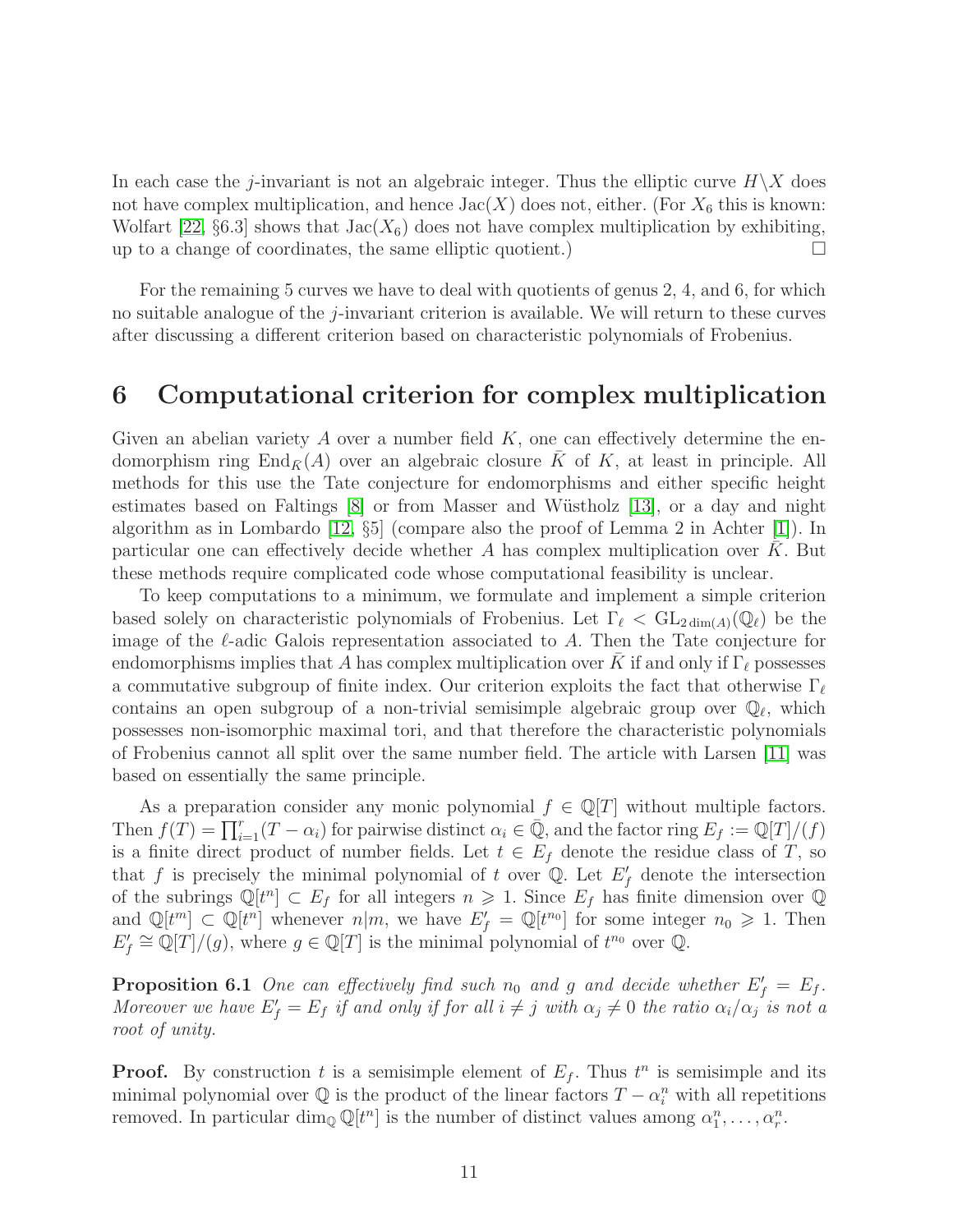In each case the $j$-invariant is not an algebraic integer. Thus the elliptic curve $H\backslash X$ does not have complex multiplication, and hence $\mathrm{Jac}(X)$ does not, either. (For $X_6$ this is known: Wolfart [22, §6.3] shows that $\mathrm{Jac}(X_6)$ does not have complex multiplication by exhibiting, up to a change of coordinates, the same elliptic quotient.) □

For the remaining 5 curves we have to deal with quotients of genus 2, 4, and 6, for which no suitable analogue of the $j$-invariant criterion is available. We will return to these curves after discussing a different criterion based on characteristic polynomials of Frobenius.

# 6 Computational criterion for complex multiplication

Given an abelian variety $A$ over a number field $K$, one can effectively determine the endomorphism ring $\mathrm{End}_{\bar{K}}(A)$ over an algebraic closure $\bar{K}$ of $K$, at least in principle. All methods for this use the Tate conjecture for endomorphisms and either specific height estimates based on Faltings [8] or from Masser and Wüstholz [13], or a day and night algorithm as in Lombardo [12, §5] (compare also the proof of Lemma 2 in Achter [1]). In particular one can effectively decide whether $A$ has complex multiplication over $\bar{K}$. But these methods require complicated code whose computational feasibility is unclear.

To keep computations to a minimum, we formulate and implement a simple criterion based solely on characteristic polynomials of Frobenius. Let $\Gamma_\ell < \mathrm{GL}_{2\dim(A)}(\mathbb{Q}_\ell)$ be the image of the $\ell$-adic Galois representation associated to $A$. Then the Tate conjecture for endomorphisms implies that $A$ has complex multiplication over $\bar{K}$ if and only if $\Gamma_\ell$ possesses a commutative subgroup of finite index. Our criterion exploits the fact that otherwise $\Gamma_\ell$ contains an open subgroup of a non-trivial semisimple algebraic group over $\mathbb{Q}_\ell$, which possesses non-isomorphic maximal tori, and that therefore the characteristic polynomials of Frobenius cannot all split over the same number field. The article with Larsen [11] was based on essentially the same principle.

As a preparation consider any monic polynomial $f \in \mathbb{Q}[T]$ without multiple factors. Then $f(T) = \prod_{i=1}^{r}(T - \alpha_i)$ for pairwise distinct $\alpha_i \in \bar{\mathbb{Q}}$, and the factor ring $E_f := \mathbb{Q}[T]/(f)$ is a finite direct product of number fields. Let $t \in E_f$ denote the residue class of $T$, so that $f$ is precisely the minimal polynomial of $t$ over $\mathbb{Q}$. Let $E'_f$ denote the intersection of the subrings $\mathbb{Q}[t^n] \subset E_f$ for all integers $n \geqslant 1$. Since $E_f$ has finite dimension over $\mathbb{Q}$ and $\mathbb{Q}[t^m] \subset \mathbb{Q}[t^n]$ whenever $n|m$, we have $E'_f = \mathbb{Q}[t^{n_0}]$ for some integer $n_0 \geqslant 1$. Then $E'_f \cong \mathbb{Q}[T]/(g)$, where $g \in \mathbb{Q}[T]$ is the minimal polynomial of $t^{n_0}$ over $\mathbb{Q}$.

**Proposition 6.1** *One can effectively find such $n_0$ and $g$ and decide whether $E'_f = E_f$. Moreover we have $E'_f = E_f$ if and only if for all $i \neq j$ with $\alpha_j \neq 0$ the ratio $\alpha_i/\alpha_j$ is not a root of unity.*

**Proof.** By construction $t$ is a semisimple element of $E_f$. Thus $t^n$ is semisimple and its minimal polynomial over $\mathbb{Q}$ is the product of the linear factors $T - \alpha_i^n$ with all repetitions removed. In particular $\dim_{\mathbb{Q}} \mathbb{Q}[t^n]$ is the number of distinct values among $\alpha_1^n, \ldots, \alpha_r^n$.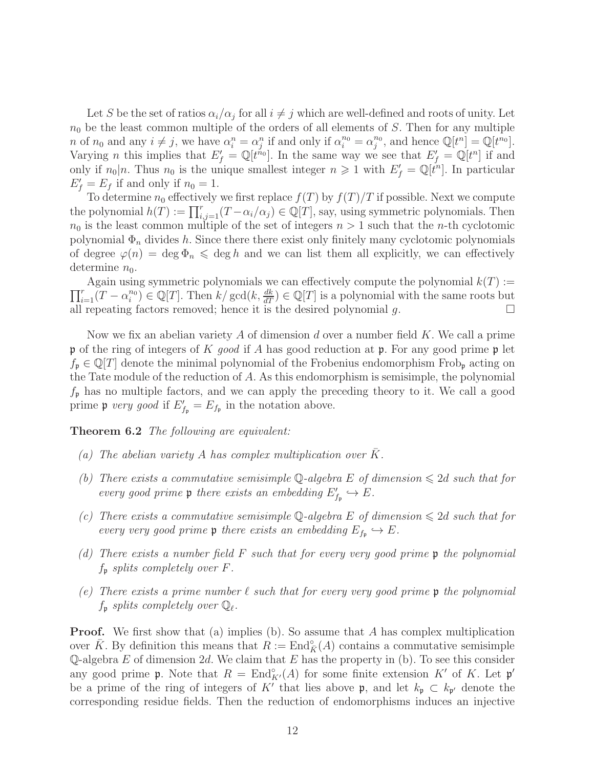Let $S$ be the set of ratios $\alpha_i/\alpha_j$ for all $i \neq j$ which are well-defined and roots of unity. Let $n_0$ be the least common multiple of the orders of all elements of $S$. Then for any multiple $n$ of $n_0$ and any $i \neq j$, we have $\alpha_i^n = \alpha_j^n$ if and only if $\alpha_i^{n_0} = \alpha_j^{n_0}$, and hence $\mathbb{Q}[t^n] = \mathbb{Q}[t^{n_0}]$. Varying $n$ this implies that $E'_f = \mathbb{Q}[t^{n_0}]$. In the same way we see that $E'_f = \mathbb{Q}[t^n]$ if and only if $n_0 | n$. Thus $n_0$ is the unique smallest integer $n \geqslant 1$ with $E'_f = \mathbb{Q}[t^n]$. In particular $E'_f = E_f$ if and only if $n_0 = 1$.

To determine $n_0$ effectively we first replace $f(T)$ by $f(T)/T$ if possible. Next we compute the polynomial $h(T) := \prod_{i,j=1}^r (T - \alpha_i/\alpha_j) \in \mathbb{Q}[T]$, say, using symmetric polynomials. Then $n_0$ is the least common multiple of the set of integers $n > 1$ such that the $n$-th cyclotomic polynomial $\Phi_n$ divides $h$. Since there there exist only finitely many cyclotomic polynomials of degree $\varphi(n) = \deg \Phi_n \leqslant \deg h$ and we can list them all explicitly, we can effectively determine $n_0$.

Again using symmetric polynomials we can effectively compute the polynomial $k(T) := \prod_{i=1}^r (T - \alpha_i^{n_0}) \in \mathbb{Q}[T]$. Then $k/\gcd(k, \frac{dk}{dT}) \in \mathbb{Q}[T]$ is a polynomial with the same roots but all repeating factors removed; hence it is the desired polynomial $g$. $\square$

Now we fix an abelian variety $A$ of dimension $d$ over a number field $K$. We call a prime $\mathfrak{p}$ of the ring of integers of $K$ *good* if $A$ has good reduction at $\mathfrak{p}$. For any good prime $\mathfrak{p}$ let $f_\mathfrak{p} \in \mathbb{Q}[T]$ denote the minimal polynomial of the Frobenius endomorphism $\mathrm{Frob}_\mathfrak{p}$ acting on the Tate module of the reduction of $A$. As this endomorphism is semisimple, the polynomial $f_\mathfrak{p}$ has no multiple factors, and we can apply the preceding theory to it. We call a good prime $\mathfrak{p}$ *very good* if $E'_{f_\mathfrak{p}} = E_{f_\mathfrak{p}}$ in the notation above.

**Theorem 6.2** *The following are equivalent:*

- *(a) The abelian variety $A$ has complex multiplication over $\bar{K}$.*
- *(b) There exists a commutative semisimple $\mathbb{Q}$-algebra $E$ of dimension $\leqslant 2d$ such that for every good prime $\mathfrak{p}$ there exists an embedding $E'_{f_\mathfrak{p}} \hookrightarrow E$.*
- *(c) There exists a commutative semisimple $\mathbb{Q}$-algebra $E$ of dimension $\leqslant 2d$ such that for every very good prime $\mathfrak{p}$ there exists an embedding $E_{f_\mathfrak{p}} \hookrightarrow E$.*
- *(d) There exists a number field $F$ such that for every very good prime $\mathfrak{p}$ the polynomial $f_\mathfrak{p}$ splits completely over $F$.*
- *(e) There exists a prime number $\ell$ such that for every very good prime $\mathfrak{p}$ the polynomial $f_\mathfrak{p}$ splits completely over $\mathbb{Q}_\ell$.*

**Proof.** We first show that (a) implies (b). So assume that $A$ has complex multiplication over $\bar{K}$. By definition this means that $R := \mathrm{End}^\circ_{\bar{K}}(A)$ contains a commutative semisimple $\mathbb{Q}$-algebra $E$ of dimension $2d$. We claim that $E$ has the property in (b). To see this consider any good prime $\mathfrak{p}$. Note that $R = \mathrm{End}^\circ_{K'}(A)$ for some finite extension $K'$ of $K$. Let $\mathfrak{p}'$ be a prime of the ring of integers of $K'$ that lies above $\mathfrak{p}$, and let $k_\mathfrak{p} \subset k_{\mathfrak{p}'}$ denote the corresponding residue fields. Then the reduction of endomorphisms induces an injective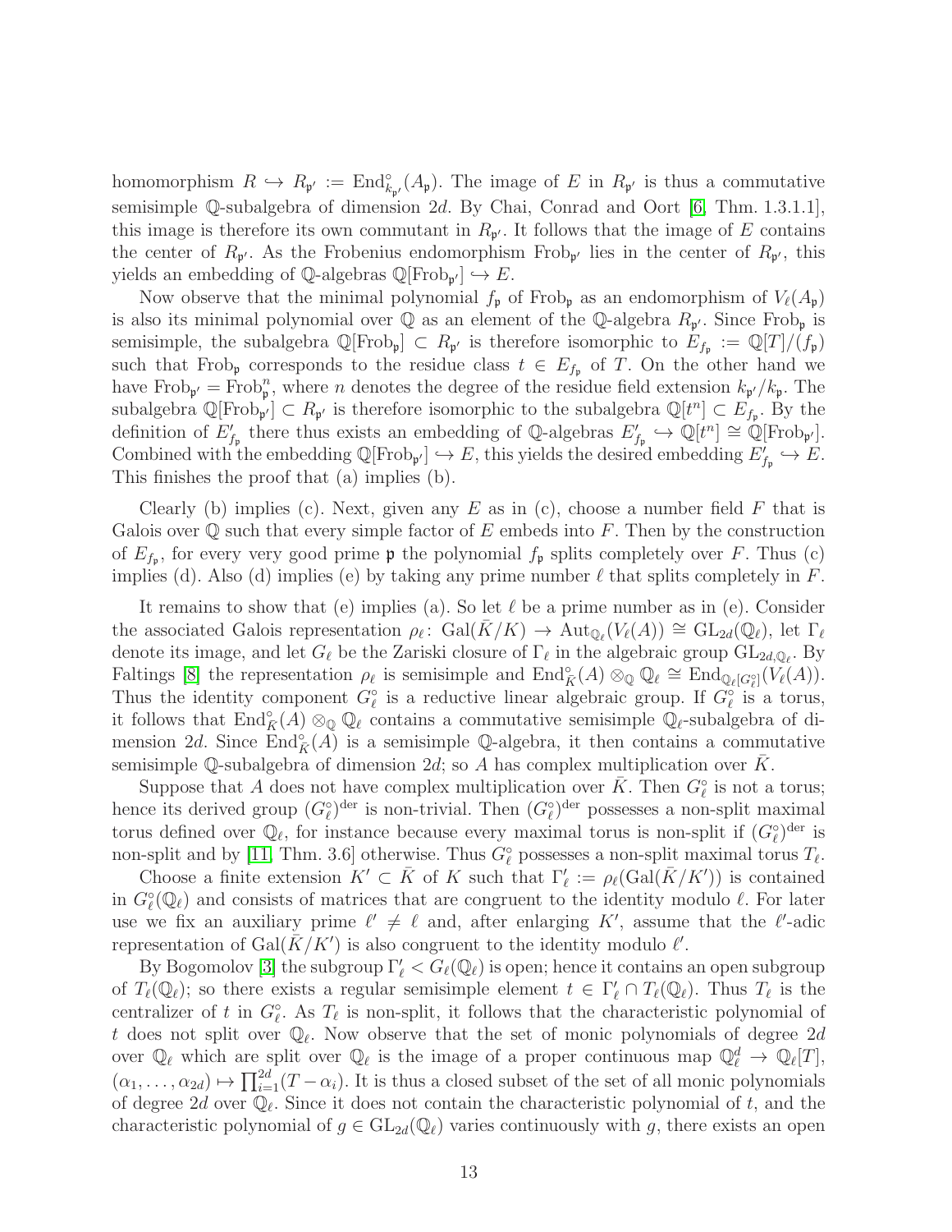homomorphism $R \hookrightarrow R_{\mathfrak{p}'} := \mathrm{End}^\circ_{k_{\mathfrak{p}'}}(A_{\mathfrak{p}})$. The image of $E$ in $R_{\mathfrak{p}'}$ is thus a commutative semisimple $\mathbb{Q}$-subalgebra of dimension $2d$. By Chai, Conrad and Oort [6, Thm. 1.3.1.1], this image is therefore its own commutant in $R_{\mathfrak{p}'}$. It follows that the image of $E$ contains the center of $R_{\mathfrak{p}'}$. As the Frobenius endomorphism $\mathrm{Frob}_{\mathfrak{p}'}$ lies in the center of $R_{\mathfrak{p}'}$, this yields an embedding of $\mathbb{Q}$-algebras $\mathbb{Q}[\mathrm{Frob}_{\mathfrak{p}'}] \hookrightarrow E$.

Now observe that the minimal polynomial $f_{\mathfrak{p}}$ of $\mathrm{Frob}_{\mathfrak{p}}$ as an endomorphism of $V_\ell(A_{\mathfrak{p}})$ is also its minimal polynomial over $\mathbb{Q}$ as an element of the $\mathbb{Q}$-algebra $R_{\mathfrak{p}'}$. Since $\mathrm{Frob}_{\mathfrak{p}}$ is semisimple, the subalgebra $\mathbb{Q}[\mathrm{Frob}_{\mathfrak{p}}] \subset R_{\mathfrak{p}'}$ is therefore isomorphic to $E_{f_{\mathfrak{p}}} := \mathbb{Q}[T]/(f_{\mathfrak{p}})$ such that $\mathrm{Frob}_{\mathfrak{p}}$ corresponds to the residue class $t \in E_{f_{\mathfrak{p}}}$ of $T$. On the other hand we have $\mathrm{Frob}_{\mathfrak{p}'} = \mathrm{Frob}_{\mathfrak{p}}^n$, where $n$ denotes the degree of the residue field extension $k_{\mathfrak{p}'}/k_{\mathfrak{p}}$. The subalgebra $\mathbb{Q}[\mathrm{Frob}_{\mathfrak{p}'}] \subset R_{\mathfrak{p}'}$ is therefore isomorphic to the subalgebra $\mathbb{Q}[t^n] \subset E_{f_{\mathfrak{p}}}$. By the definition of $E'_{f_{\mathfrak{p}}}$ there thus exists an embedding of $\mathbb{Q}$-algebras $E'_{f_{\mathfrak{p}}} \hookrightarrow \mathbb{Q}[t^n] \cong \mathbb{Q}[\mathrm{Frob}_{\mathfrak{p}'}]$. Combined with the embedding $\mathbb{Q}[\mathrm{Frob}_{\mathfrak{p}'}] \hookrightarrow E$, this yields the desired embedding $E'_{f_{\mathfrak{p}}} \hookrightarrow E$. This finishes the proof that (a) implies (b).

Clearly (b) implies (c). Next, given any $E$ as in (c), choose a number field $F$ that is Galois over $\mathbb{Q}$ such that every simple factor of $E$ embeds into $F$. Then by the construction of $E_{f_{\mathfrak{p}}}$, for every very good prime $\mathfrak{p}$ the polynomial $f_{\mathfrak{p}}$ splits completely over $F$. Thus (c) implies (d). Also (d) implies (e) by taking any prime number $\ell$ that splits completely in $F$.

It remains to show that (e) implies (a). So let $\ell$ be a prime number as in (e). Consider the associated Galois representation $\rho_\ell \colon \mathrm{Gal}(\bar{K}/K) \to \mathrm{Aut}_{\mathbb{Q}_\ell}(V_\ell(A)) \cong \mathrm{GL}_{2d}(\mathbb{Q}_\ell)$, let $\Gamma_\ell$ denote its image, and let $G_\ell$ be the Zariski closure of $\Gamma_\ell$ in the algebraic group $\mathrm{GL}_{2d,\mathbb{Q}_\ell}$. By Faltings [8] the representation $\rho_\ell$ is semisimple and $\mathrm{End}^\circ_{\bar{K}}(A) \otimes_{\mathbb{Q}} \mathbb{Q}_\ell \cong \mathrm{End}_{\mathbb{Q}_\ell[G_\ell^\circ]}(V_\ell(A))$. Thus the identity component $G_\ell^\circ$ is a reductive linear algebraic group. If $G_\ell^\circ$ is a torus, it follows that $\mathrm{End}^\circ_{\bar{K}}(A) \otimes_{\mathbb{Q}} \mathbb{Q}_\ell$ contains a commutative semisimple $\mathbb{Q}_\ell$-subalgebra of dimension $2d$. Since $\mathrm{End}^\circ_{\bar{K}}(A)$ is a semisimple $\mathbb{Q}$-algebra, it then contains a commutative semisimple $\mathbb{Q}$-subalgebra of dimension $2d$; so $A$ has complex multiplication over $\bar{K}$.

Suppose that $A$ does not have complex multiplication over $\bar{K}$. Then $G_\ell^\circ$ is not a torus; hence its derived group $(G_\ell^\circ)^{\mathrm{der}}$ is non-trivial. Then $(G_\ell^\circ)^{\mathrm{der}}$ possesses a non-split maximal torus defined over $\mathbb{Q}_\ell$, for instance because every maximal torus is non-split if $(G_\ell^\circ)^{\mathrm{der}}$ is non-split and by [11, Thm. 3.6] otherwise. Thus $G_\ell^\circ$ possesses a non-split maximal torus $T_\ell$.

Choose a finite extension $K' \subset \bar{K}$ of $K$ such that $\Gamma'_\ell := \rho_\ell(\mathrm{Gal}(\bar{K}/K'))$ is contained in $G_\ell^\circ(\mathbb{Q}_\ell)$ and consists of matrices that are congruent to the identity modulo $\ell$. For later use we fix an auxiliary prime $\ell' \neq \ell$ and, after enlarging $K'$, assume that the $\ell'$-adic representation of $\mathrm{Gal}(\bar{K}/K')$ is also congruent to the identity modulo $\ell'$.

By Bogomolov [3] the subgroup $\Gamma'_\ell < G_\ell(\mathbb{Q}_\ell)$ is open; hence it contains an open subgroup of $T_\ell(\mathbb{Q}_\ell)$; so there exists a regular semisimple element $t \in \Gamma'_\ell \cap T_\ell(\mathbb{Q}_\ell)$. Thus $T_\ell$ is the centralizer of $t$ in $G_\ell^\circ$. As $T_\ell$ is non-split, it follows that the characteristic polynomial of $t$ does not split over $\mathbb{Q}_\ell$. Now observe that the set of monic polynomials of degree $2d$ over $\mathbb{Q}_\ell$ which are split over $\mathbb{Q}_\ell$ is the image of a proper continuous map $\mathbb{Q}_\ell^d \to \mathbb{Q}_\ell[T]$, $(\alpha_1, \ldots, \alpha_{2d}) \mapsto \prod_{i=1}^{2d}(T - \alpha_i)$. It is thus a closed subset of the set of all monic polynomials of degree $2d$ over $\mathbb{Q}_\ell$. Since it does not contain the characteristic polynomial of $t$, and the characteristic polynomial of $g \in \mathrm{GL}_{2d}(\mathbb{Q}_\ell)$ varies continuously with $g$, there exists an open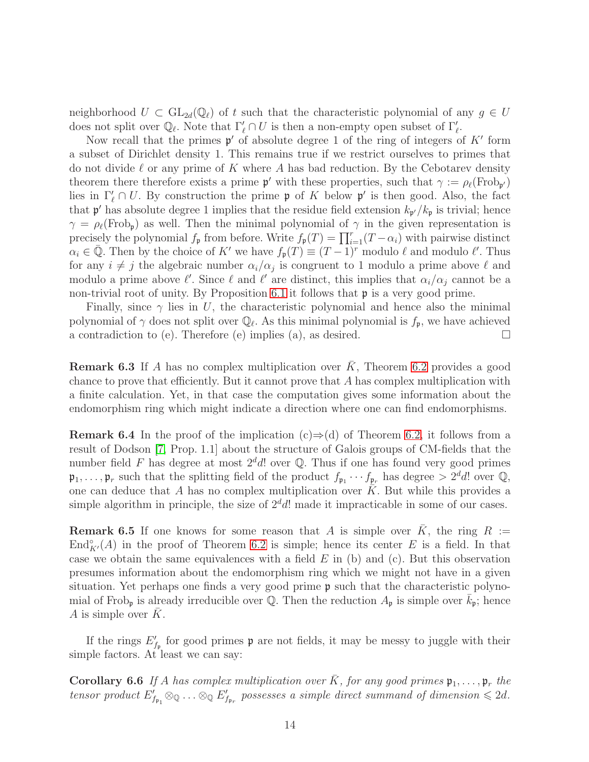neighborhood $U \subset \mathrm{GL}_{2d}(\mathbb{Q}_\ell)$ of $t$ such that the characteristic polynomial of any $g \in U$ does not split over $\mathbb{Q}_\ell$. Note that $\Gamma'_\ell \cap U$ is then a non-empty open subset of $\Gamma'_\ell$.

Now recall that the primes $\mathfrak{p}'$ of absolute degree 1 of the ring of integers of $K'$ form a subset of Dirichlet density 1. This remains true if we restrict ourselves to primes that do not divide $\ell$ or any prime of $K$ where $A$ has bad reduction. By the Cebotarev density theorem there therefore exists a prime $\mathfrak{p}'$ with these properties, such that $\gamma := \rho_\ell(\mathrm{Frob}_{\mathfrak{p}'})$ lies in $\Gamma'_\ell \cap U$. By construction the prime $\mathfrak{p}$ of $K$ below $\mathfrak{p}'$ is then good. Also, the fact that $\mathfrak{p}'$ has absolute degree 1 implies that the residue field extension $k_{\mathfrak{p}'}/k_{\mathfrak{p}}$ is trivial; hence $\gamma = \rho_\ell(\mathrm{Frob}_{\mathfrak{p}})$ as well. Then the minimal polynomial of $\gamma$ in the given representation is precisely the polynomial $f_{\mathfrak{p}}$ from before. Write $f_{\mathfrak{p}}(T) = \prod_{i=1}^r (T - \alpha_i)$ with pairwise distinct $\alpha_i \in \bar{\mathbb{Q}}$. Then by the choice of $K'$ we have $f_{\mathfrak{p}}(T) \equiv (T-1)^r$ modulo $\ell$ and modulo $\ell'$. Thus for any $i \neq j$ the algebraic number $\alpha_i/\alpha_j$ is congruent to 1 modulo a prime above $\ell$ and modulo a prime above $\ell'$. Since $\ell$ and $\ell'$ are distinct, this implies that $\alpha_i/\alpha_j$ cannot be a non-trivial root of unity. By Proposition 6.1 it follows that $\mathfrak{p}$ is a very good prime.

Finally, since $\gamma$ lies in $U$, the characteristic polynomial and hence also the minimal polynomial of $\gamma$ does not split over $\mathbb{Q}_\ell$. As this minimal polynomial is $f_{\mathfrak{p}}$, we have achieved a contradiction to (e). Therefore (e) implies (a), as desired. $\square$

**Remark 6.3** If $A$ has no complex multiplication over $\bar{K}$, Theorem 6.2 provides a good chance to prove that efficiently. But it cannot prove that $A$ has complex multiplication with a finite calculation. Yet, in that case the computation gives some information about the endomorphism ring which might indicate a direction where one can find endomorphisms.

**Remark 6.4** In the proof of the implication (c)$\Rightarrow$(d) of Theorem 6.2, it follows from a result of Dodson [7, Prop. 1.1] about the structure of Galois groups of CM-fields that the number field $F$ has degree at most $2^d d!$ over $\mathbb{Q}$. Thus if one has found very good primes $\mathfrak{p}_1, \ldots, \mathfrak{p}_r$ such that the splitting field of the product $f_{\mathfrak{p}_1} \cdots f_{\mathfrak{p}_r}$ has degree $> 2^d d!$ over $\mathbb{Q}$, one can deduce that $A$ has no complex multiplication over $\bar{K}$. But while this provides a simple algorithm in principle, the size of $2^d d!$ made it impracticable in some of our cases.

**Remark 6.5** If one knows for some reason that $A$ is simple over $\bar{K}$, the ring $R := \mathrm{End}^\circ_{K'}(A)$ in the proof of Theorem 6.2 is simple; hence its center $E$ is a field. In that case we obtain the same equivalences with a field $E$ in (b) and (c). But this observation presumes information about the endomorphism ring which we might not have in a given situation. Yet perhaps one finds a very good prime $\mathfrak{p}$ such that the characteristic polynomial of $\mathrm{Frob}_{\mathfrak{p}}$ is already irreducible over $\mathbb{Q}$. Then the reduction $A_{\mathfrak{p}}$ is simple over $\bar{k}_{\mathfrak{p}}$; hence $A$ is simple over $\bar{K}$.

If the rings $E'_{f_{\mathfrak{p}}}$ for good primes $\mathfrak{p}$ are not fields, it may be messy to juggle with their simple factors. At least we can say:

**Corollary 6.6** *If $A$ has complex multiplication over $\bar{K}$, for any good primes $\mathfrak{p}_1, \ldots, \mathfrak{p}_r$ the tensor product $E'_{f_{\mathfrak{p}_1}} \otimes_{\mathbb{Q}} \ldots \otimes_{\mathbb{Q}} E'_{f_{\mathfrak{p}_r}}$ possesses a simple direct summand of dimension $\leqslant 2d$.*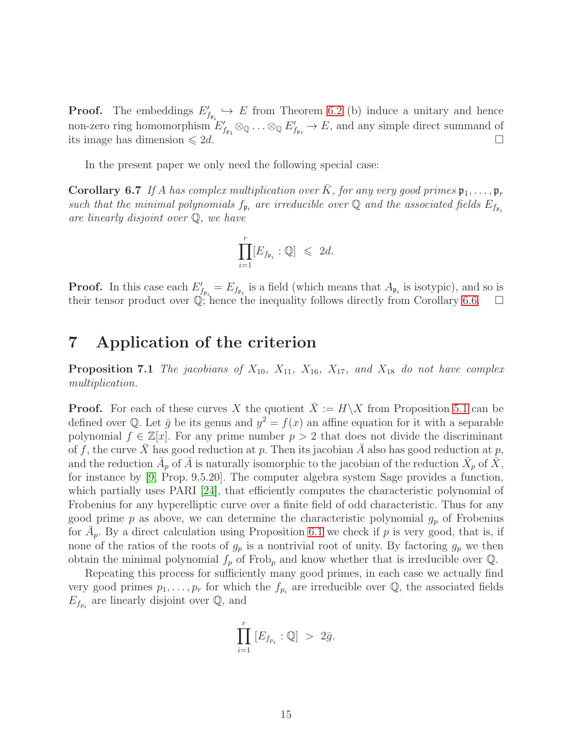**Proof.** The embeddings $E'_{f_{\mathfrak{p}_i}} \hookrightarrow E$ from Theorem 6.2 (b) induce a unitary and hence non-zero ring homomorphism $E'_{f_{\mathfrak{p}_1}} \otimes_{\mathbb{Q}} \ldots \otimes_{\mathbb{Q}} E'_{f_{\mathfrak{p}_r}} \to E$, and any simple direct summand of its image has dimension $\leqslant 2d$. $\square$

In the present paper we only need the following special case:

**Corollary 6.7** *If $A$ has complex multiplication over $\bar{K}$, for any very good primes $\mathfrak{p}_1, \ldots, \mathfrak{p}_r$ such that the minimal polynomials $f_{\mathfrak{p}_i}$ are irreducible over $\mathbb{Q}$ and the associated fields $E_{f_{\mathfrak{p}_i}}$ are linearly disjoint over $\mathbb{Q}$, we have*

$$\prod_{i=1}^{r} [E_{f_{\mathfrak{p}_i}} : \mathbb{Q}] \;\leqslant\; 2d.$$

**Proof.** In this case each $E'_{f_{\mathfrak{p}_i}} = E_{f_{\mathfrak{p}_i}}$ is a field (which means that $A_{\mathfrak{p}_i}$ is isotypic), and so is their tensor product over $\mathbb{Q}$; hence the inequality follows directly from Corollary 6.6. $\square$

# 7 Application of the criterion

**Proposition 7.1** *The jacobians of $X_{10}$, $X_{11}$, $X_{16}$, $X_{17}$, and $X_{18}$ do not have complex multiplication.*

**Proof.** For each of these curves $X$ the quotient $\bar{X} := H\backslash X$ from Proposition 5.1 can be defined over $\mathbb{Q}$. Let $\bar{g}$ be its genus and $y^2 = f(x)$ an affine equation for it with a separable polynomial $f \in \mathbb{Z}[x]$. For any prime number $p > 2$ that does not divide the discriminant of $f$, the curve $\bar{X}$ has good reduction at $p$. Then its jacobian $\bar{A}$ also has good reduction at $p$, and the reduction $\bar{A}_p$ of $\bar{A}$ is naturally isomorphic to the jacobian of the reduction $\bar{X}_p$ of $\bar{X}$, for instance by [9, Prop. 9.5.20]. The computer algebra system Sage provides a function, which partially uses PARI [24], that efficiently computes the characteristic polynomial of Frobenius for any hyperelliptic curve over a finite field of odd characteristic. Thus for any good prime $p$ as above, we can determine the characteristic polynomial $g_p$ of Frobenius for $\bar{A}_p$. By a direct calculation using Proposition 6.1 we check if $p$ is very good, that is, if none of the ratios of the roots of $g_p$ is a nontrivial root of unity. By factoring $g_p$ we then obtain the minimal polynomial $f_p$ of $\mathrm{Frob}_p$ and know whether that is irreducible over $\mathbb{Q}$.

Repeating this process for sufficiently many good primes, in each case we actually find very good primes $p_1, \ldots, p_r$ for which the $f_{p_i}$ are irreducible over $\mathbb{Q}$, the associated fields $E_{f_{p_i}}$ are linearly disjoint over $\mathbb{Q}$, and

$$\prod_{i=1}^{r} [E_{f_{p_i}} : \mathbb{Q}] \;>\; 2\bar{g}.$$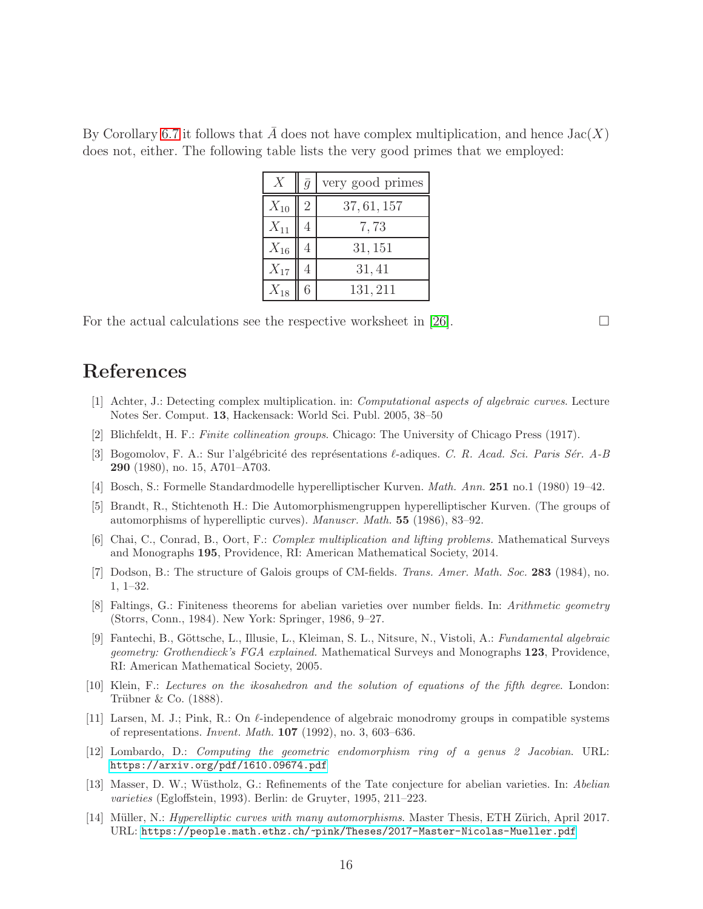By Corollary 6.7 it follows that $\bar{A}$ does not have complex multiplication, and hence $\mathrm{Jac}(X)$ does not, either. The following table lists the very good primes that we employed:

| $X$ | $\bar{g}$ | very good primes |
|---|---|---|
| $X_{10}$ | 2 | $37, 61, 157$ |
| $X_{11}$ | 4 | $7, 73$ |
| $X_{16}$ | 4 | $31, 151$ |
| $X_{17}$ | 4 | $31, 41$ |
| $X_{18}$ | 6 | $131, 211$ |

For the actual calculations see the respective worksheet in [26]. □

# References

[1] Achter, J.: Detecting complex multiplication. in: *Computational aspects of algebraic curves*. Lecture Notes Ser. Comput. **13**, Hackensack: World Sci. Publ. 2005, 38–50

[2] Blichfeldt, H. F.: *Finite collineation groups*. Chicago: The University of Chicago Press (1917).

[3] Bogomolov, F. A.: Sur l'algébricité des représentations $\ell$-adiques. *C. R. Acad. Sci. Paris Sér. A-B* **290** (1980), no. 15, A701–A703.

[4] Bosch, S.: Formelle Standardmodelle hyperelliptischer Kurven. *Math. Ann.* **251** no.1 (1980) 19–42.

[5] Brandt, R., Stichtenoth H.: Die Automorphismengruppen hyperelliptischer Kurven. (The groups of automorphisms of hyperelliptic curves). *Manuscr. Math.* **55** (1986), 83–92.

[6] Chai, C., Conrad, B., Oort, F.: *Complex multiplication and lifting problems.* Mathematical Surveys and Monographs **195**, Providence, RI: American Mathematical Society, 2014.

[7] Dodson, B.: The structure of Galois groups of CM-fields. *Trans. Amer. Math. Soc.* **283** (1984), no. 1, 1–32.

[8] Faltings, G.: Finiteness theorems for abelian varieties over number fields. In: *Arithmetic geometry* (Storrs, Conn., 1984). New York: Springer, 1986, 9–27.

[9] Fantechi, B., Göttsche, L., Illusie, L., Kleiman, S. L., Nitsure, N., Vistoli, A.: *Fundamental algebraic geometry: Grothendieck's FGA explained*. Mathematical Surveys and Monographs **123**, Providence, RI: American Mathematical Society, 2005.

[10] Klein, F.: *Lectures on the ikosahedron and the solution of equations of the fifth degree*. London: Trübner & Co. (1888).

[11] Larsen, M. J.; Pink, R.: On $\ell$-independence of algebraic monodromy groups in compatible systems of representations. *Invent. Math.* **107** (1992), no. 3, 603–636.

[12] Lombardo, D.: *Computing the geometric endomorphism ring of a genus 2 Jacobian*. URL: https://arxiv.org/pdf/1610.09674.pdf

[13] Masser, D. W.; Wüstholz, G.: Refinements of the Tate conjecture for abelian varieties. In: *Abelian varieties* (Egloffstein, 1993). Berlin: de Gruyter, 1995, 211–223.

[14] Müller, N.: *Hyperelliptic curves with many automorphisms*. Master Thesis, ETH Zürich, April 2017. URL: https://people.math.ethz.ch/~pink/Theses/2017-Master-Nicolas-Mueller.pdf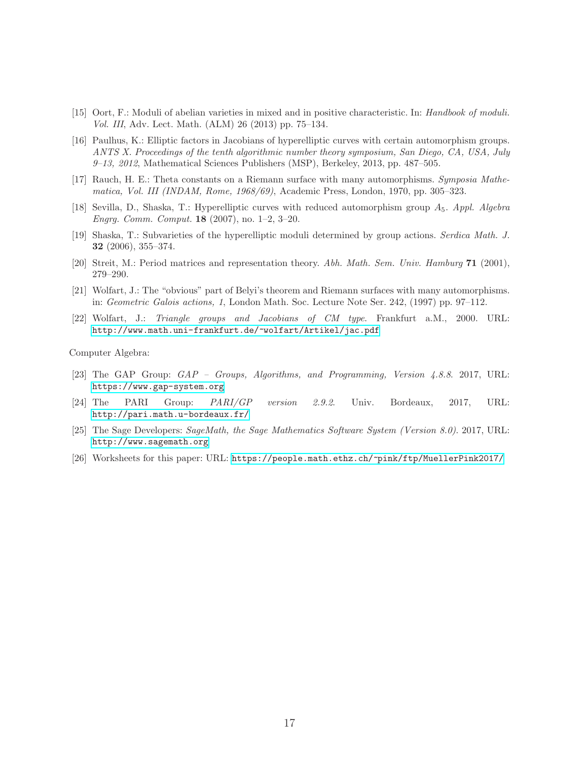[15] Oort, F.: Moduli of abelian varieties in mixed and in positive characteristic. In: *Handbook of moduli. Vol. III*, Adv. Lect. Math. (ALM) 26 (2013) pp. 75–134.

[16] Paulhus, K.: Elliptic factors in Jacobians of hyperelliptic curves with certain automorphism groups. *ANTS X. Proceedings of the tenth algorithmic number theory symposium, San Diego, CA, USA, July 9–13, 2012*, Mathematical Sciences Publishers (MSP), Berkeley, 2013, pp. 487–505.

[17] Rauch, H. E.: Theta constants on a Riemann surface with many automorphisms. *Symposia Mathematica, Vol. III (INDAM, Rome, 1968/69)*, Academic Press, London, 1970, pp. 305–323.

[18] Sevilla, D., Shaska, T.: Hyperelliptic curves with reduced automorphism group $A_5$. *Appl. Algebra Engrg. Comm. Comput.* **18** (2007), no. 1–2, 3–20.

[19] Shaska, T.: Subvarieties of the hyperelliptic moduli determined by group actions. *Serdica Math. J.* **32** (2006), 355–374.

[20] Streit, M.: Period matrices and representation theory. *Abh. Math. Sem. Univ. Hamburg* **71** (2001), 279–290.

[21] Wolfart, J.: The "obvious" part of Belyi's theorem and Riemann surfaces with many automorphisms. in: *Geometric Galois actions, 1*, London Math. Soc. Lecture Note Ser. 242, (1997) pp. 97–112.

[22] Wolfart, J.: *Triangle groups and Jacobians of CM type.* Frankfurt a.M., 2000. URL: http://www.math.uni-frankfurt.de/~wolfart/Artikel/jac.pdf

Computer Algebra:

[23] The GAP Group: *GAP – Groups, Algorithms, and Programming, Version 4.8.8.* 2017, URL: https://www.gap-system.org

[24] The PARI Group: *PARI/GP version 2.9.2.* Univ. Bordeaux, 2017, URL: http://pari.math.u-bordeaux.fr/

[25] The Sage Developers: *SageMath, the Sage Mathematics Software System (Version 8.0).* 2017, URL: http://www.sagemath.org

[26] Worksheets for this paper: URL: https://people.math.ethz.ch/~pink/ftp/MuellerPink2017/